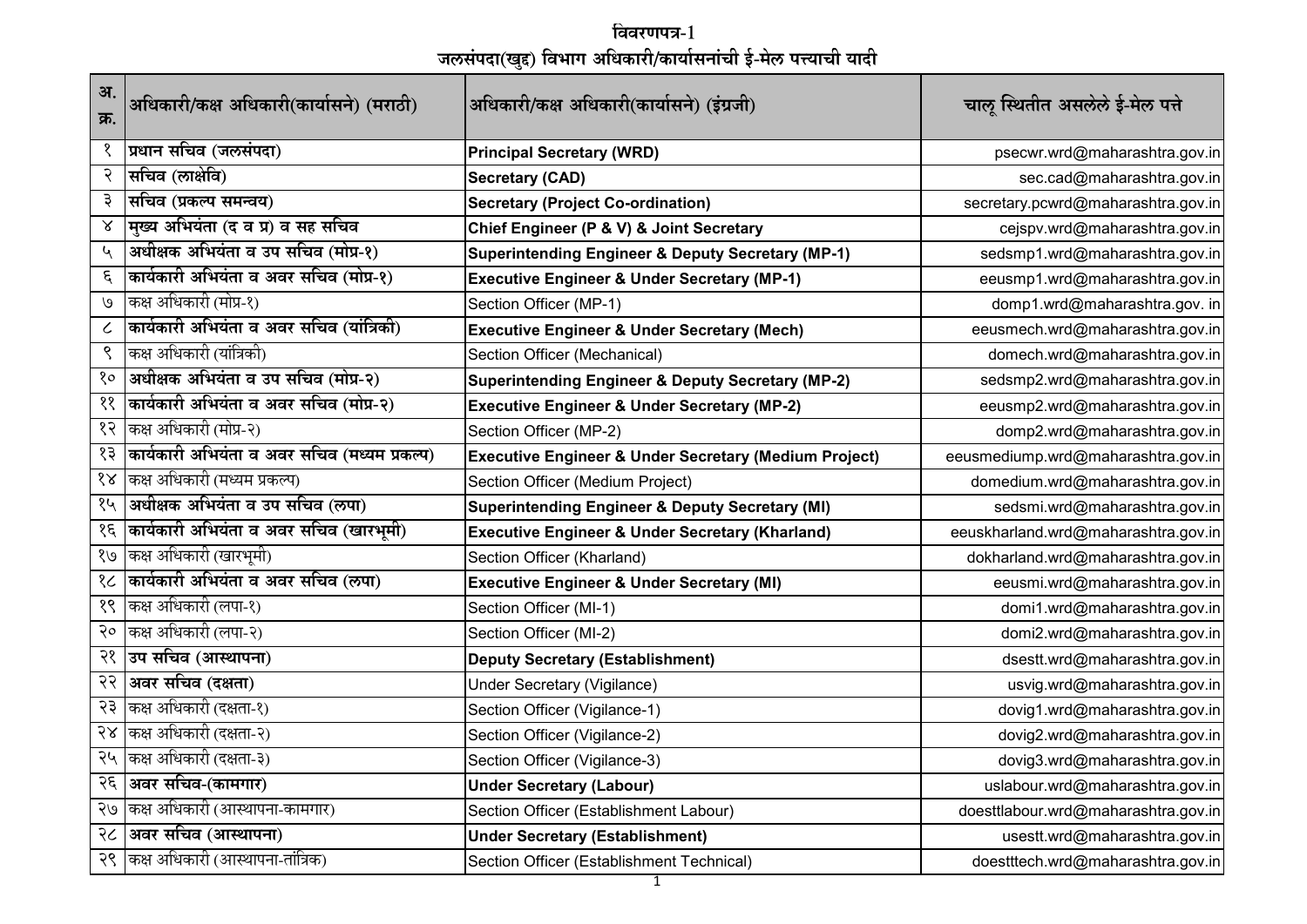# विवरणपत्र-1

## जलसंपदा(खुद्द) विभाग अधिकारी/कार्यासनांची ई-मेल पत्त्याची यादी

| अ. क्र. | अधिकारी/कक्ष अधिकारी(कार्यासने) (मराठी) | अधिकारी/कक्ष अधिकारी(कार्यासने) (इंग्रजी) | चालू स्थितीत असलेले ई-मेल पत्ते |
|---|---|---|---|
| १ | **प्रधान सचिव (जलसंपदा)** | **Principal Secretary (WRD)** | psecwr.wrd@maharashtra.gov.in |
| २ | **सचिव (लाक्षेवि)** | **Secretary (CAD)** | sec.cad@maharashtra.gov.in |
| ३ | **सचिव (प्रकल्प समन्वय)** | **Secretary (Project Co-ordination)** | secretary.pcwrd@maharashtra.gov.in |
| ४ | **मुख्य अभियंता (द व प्र) व सह सचिव** | **Chief Engineer (P & V) & Joint Secretary** | cejspv.wrd@maharashtra.gov.in |
| ५ | **अधीक्षक अभियंता व उप सचिव (मोप्र-१)** | **Superintending Engineer & Deputy Secretary (MP-1)** | sedsmp1.wrd@maharashtra.gov.in |
| ६ | **कार्यकारी अभियंता व अवर सचिव (मोप्र-१)** | **Executive Engineer & Under Secretary (MP-1)** | eeusmp1.wrd@maharashtra.gov.in |
| ७ | कक्ष अधिकारी (मोप्र-१) | Section Officer (MP-1) | domp1.wrd@maharashtra.gov. in |
| ८ | **कार्यकारी अभियंता व अवर सचिव (यांत्रिकी)** | **Executive Engineer & Under Secretary (Mech)** | eeusmech.wrd@maharashtra.gov.in |
| ९ | कक्ष अधिकारी (यांत्रिकी) | Section Officer (Mechanical) | domech.wrd@maharashtra.gov.in |
| १० | **अधीक्षक अभियंता व उप सचिव (मोप्र-२)** | **Superintending Engineer & Deputy Secretary (MP-2)** | sedsmp2.wrd@maharashtra.gov.in |
| ११ | **कार्यकारी अभियंता व अवर सचिव (मोप्र-२)** | **Executive Engineer & Under Secretary (MP-2)** | eeusmp2.wrd@maharashtra.gov.in |
| १२ | कक्ष अधिकारी (मोप्र-२) | Section Officer (MP-2) | domp2.wrd@maharashtra.gov.in |
| १३ | **कार्यकारी अभियंता व अवर सचिव (मध्यम प्रकल्प)** | **Executive Engineer & Under Secretary (Medium Project)** | eeusmediump.wrd@maharashtra.gov.in |
| १४ | कक्ष अधिकारी (मध्यम प्रकल्प) | Section Officer (Medium Project) | domedium.wrd@maharashtra.gov.in |
| १५ | **अधीक्षक अभियंता व उप सचिव (लपा)** | **Superintending Engineer & Deputy Secretary (MI)** | sedsmi.wrd@maharashtra.gov.in |
| १६ | **कार्यकारी अभियंता व अवर सचिव (खारभूमी)** | **Executive Engineer & Under Secretary (Kharland)** | eeuskharland.wrd@maharashtra.gov.in |
| १७ | कक्ष अधिकारी (खारभूमी) | Section Officer (Kharland) | dokharland.wrd@maharashtra.gov.in |
| १८ | **कार्यकारी अभियंता व अवर सचिव (लपा)** | **Executive Engineer & Under Secretary (MI)** | eeusmi.wrd@maharashtra.gov.in |
| १९ | कक्ष अधिकारी (लपा-१) | Section Officer (MI-1) | domi1.wrd@maharashtra.gov.in |
| २० | कक्ष अधिकारी (लपा-२) | Section Officer (MI-2) | domi2.wrd@maharashtra.gov.in |
| २१ | **उप सचिव (आस्थापना)** | **Deputy Secretary (Establishment)** | dsestt.wrd@maharashtra.gov.in |
| २२ | **अवर सचिव (दक्षता)** | Under Secretary (Vigilance) | usvig.wrd@maharashtra.gov.in |
| २३ | कक्ष अधिकारी (दक्षता-१) | Section Officer (Vigilance-1) | dovig1.wrd@maharashtra.gov.in |
| २४ | कक्ष अधिकारी (दक्षता-२) | Section Officer (Vigilance-2) | dovig2.wrd@maharashtra.gov.in |
| २५ | कक्ष अधिकारी (दक्षता-३) | Section Officer (Vigilance-3) | dovig3.wrd@maharashtra.gov.in |
| २६ | **अवर सचिव-(कामगार)** | **Under Secretary (Labour)** | uslabour.wrd@maharashtra.gov.in |
| २७ | कक्ष अधिकारी (आस्थापना-कामगार) | Section Officer (Establishment Labour) | doesttlabour.wrd@maharashtra.gov.in |
| २८ | **अवर सचिव (आस्थापना)** | **Under Secretary (Establishment)** | usestt.wrd@maharashtra.gov.in |
| २९ | कक्ष अधिकारी (आस्थापना-तांत्रिक) | Section Officer (Establishment Technical) | doestttech.wrd@maharashtra.gov.in |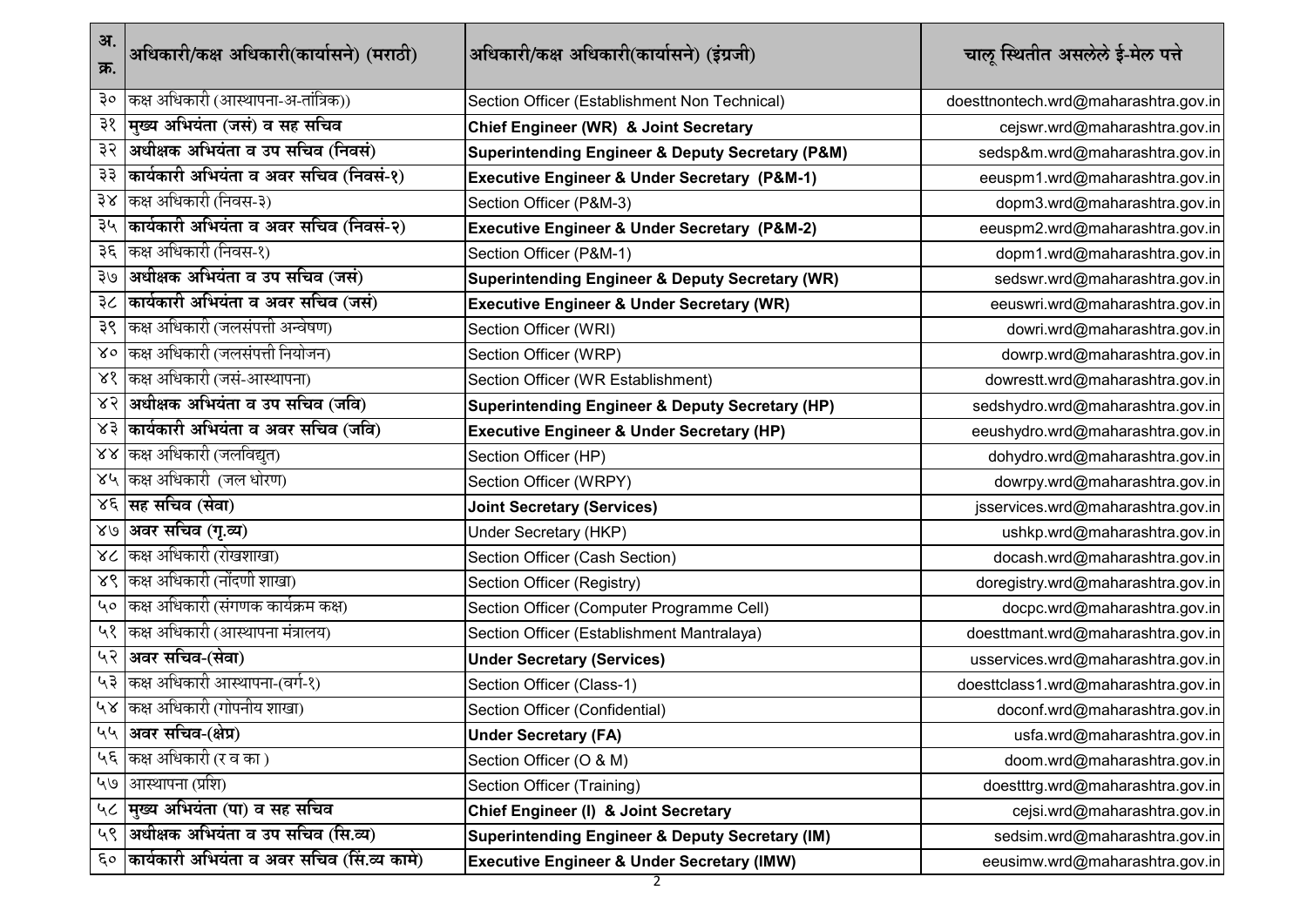| अ. क्र. | अधिकारी/कक्ष अधिकारी(कार्यासने) (मराठी) | अधिकारी/कक्ष अधिकारी(कार्यासने) (इंग्रजी) | चालू स्थितीत असलेले ई-मेल पत्ते |
|---|---|---|---|
| ३० | कक्ष अधिकारी (आस्थापना-अ-तांत्रिक)) | Section Officer (Establishment Non Technical) | doesttnontech.wrd@maharashtra.gov.in |
| ३१ | **मुख्य अभियंता (जसं) व सह सचिव** | **Chief Engineer (WR) & Joint Secretary** | cejswr.wrd@maharashtra.gov.in |
| ३२ | **अधीक्षक अभियंता व उप सचिव (निवसं)** | **Superintending Engineer & Deputy Secretary (P&M)** | sedsp&m.wrd@maharashtra.gov.in |
| ३३ | **कार्यकारी अभियंता व अवर सचिव (निवसं-१)** | **Executive Engineer & Under Secretary (P&M-1)** | eeuspm1.wrd@maharashtra.gov.in |
| ३४ | कक्ष अधिकारी (निवस-३) | Section Officer (P&M-3) | dopm3.wrd@maharashtra.gov.in |
| ३५ | **कार्यकारी अभियंता व अवर सचिव (निवसं-२)** | **Executive Engineer & Under Secretary (P&M-2)** | eeuspm2.wrd@maharashtra.gov.in |
| ३६ | कक्ष अधिकारी (निवस-१) | Section Officer (P&M-1) | dopm1.wrd@maharashtra.gov.in |
| ३७ | **अधीक्षक अभियंता व उप सचिव (जसं)** | **Superintending Engineer & Deputy Secretary (WR)** | sedswr.wrd@maharashtra.gov.in |
| ३८ | **कार्यकारी अभियंता व अवर सचिव (जसं)** | **Executive Engineer & Under Secretary (WR)** | eeuswri.wrd@maharashtra.gov.in |
| ३९ | कक्ष अधिकारी (जलसंपत्ती अन्वेषण) | Section Officer (WRI) | dowri.wrd@maharashtra.gov.in |
| ४० | कक्ष अधिकारी (जलसंपत्ती नियोजन) | Section Officer (WRP) | dowrp.wrd@maharashtra.gov.in |
| ४१ | कक्ष अधिकारी (जसं-आस्थापना) | Section Officer (WR Establishment) | dowrestt.wrd@maharashtra.gov.in |
| ४२ | **अधीक्षक अभियंता व उप सचिव (जवि)** | **Superintending Engineer & Deputy Secretary (HP)** | sedshydro.wrd@maharashtra.gov.in |
| ४३ | **कार्यकारी अभियंता व अवर सचिव (जवि)** | **Executive Engineer & Under Secretary (HP)** | eeushydro.wrd@maharashtra.gov.in |
| ४४ | कक्ष अधिकारी (जलविद्युत) | Section Officer (HP) | dohydro.wrd@maharashtra.gov.in |
| ४५ | कक्ष अधिकारी (जल धोरण) | Section Officer (WRPY) | dowrpy.wrd@maharashtra.gov.in |
| ४६ | **सह सचिव (सेवा)** | **Joint Secretary (Services)** | jsservices.wrd@maharashtra.gov.in |
| ४७ | **अवर सचिव (गृ.व्य)** | Under Secretary (HKP) | ushkp.wrd@maharashtra.gov.in |
| ४८ | कक्ष अधिकारी (रोखशाखा) | Section Officer (Cash Section) | docash.wrd@maharashtra.gov.in |
| ४९ | कक्ष अधिकारी (नोंदणी शाखा) | Section Officer (Registry) | doregistry.wrd@maharashtra.gov.in |
| ५० | कक्ष अधिकारी (संगणक कार्यक्रम कक्ष) | Section Officer (Computer Programme Cell) | docpc.wrd@maharashtra.gov.in |
| ५१ | कक्ष अधिकारी (आस्थापना मंत्रालय) | Section Officer (Establishment Mantralaya) | doesttmant.wrd@maharashtra.gov.in |
| ५२ | **अवर सचिव-(सेवा)** | **Under Secretary (Services)** | usservices.wrd@maharashtra.gov.in |
| ५३ | कक्ष अधिकारी आस्थापना-(वर्ग-१) | Section Officer (Class-1) | doesttclass1.wrd@maharashtra.gov.in |
| ५४ | कक्ष अधिकारी (गोपनीय शाखा) | Section Officer (Confidential) | doconf.wrd@maharashtra.gov.in |
| ५५ | **अवर सचिव-(क्षेप्र)** | **Under Secretary (FA)** | usfa.wrd@maharashtra.gov.in |
| ५६ | कक्ष अधिकारी (र व का ) | Section Officer (O & M) | doom.wrd@maharashtra.gov.in |
| ५७ | आस्थापना (प्रशि) | Section Officer (Training) | doestttrg.wrd@maharashtra.gov.in |
| ५८ | **मुख्य अभियंता (पा) व सह सचिव** | **Chief Engineer (I) & Joint Secretary** | cejsi.wrd@maharashtra.gov.in |
| ५९ | **अधीक्षक अभियंता व उप सचिव (सि.व्य)** | **Superintending Engineer & Deputy Secretary (IM)** | sedsim.wrd@maharashtra.gov.in |
| ६० | **कार्यकारी अभियंता व अवर सचिव (सिं.व्य कामे)** | **Executive Engineer & Under Secretary (IMW)** | eeusimw.wrd@maharashtra.gov.in |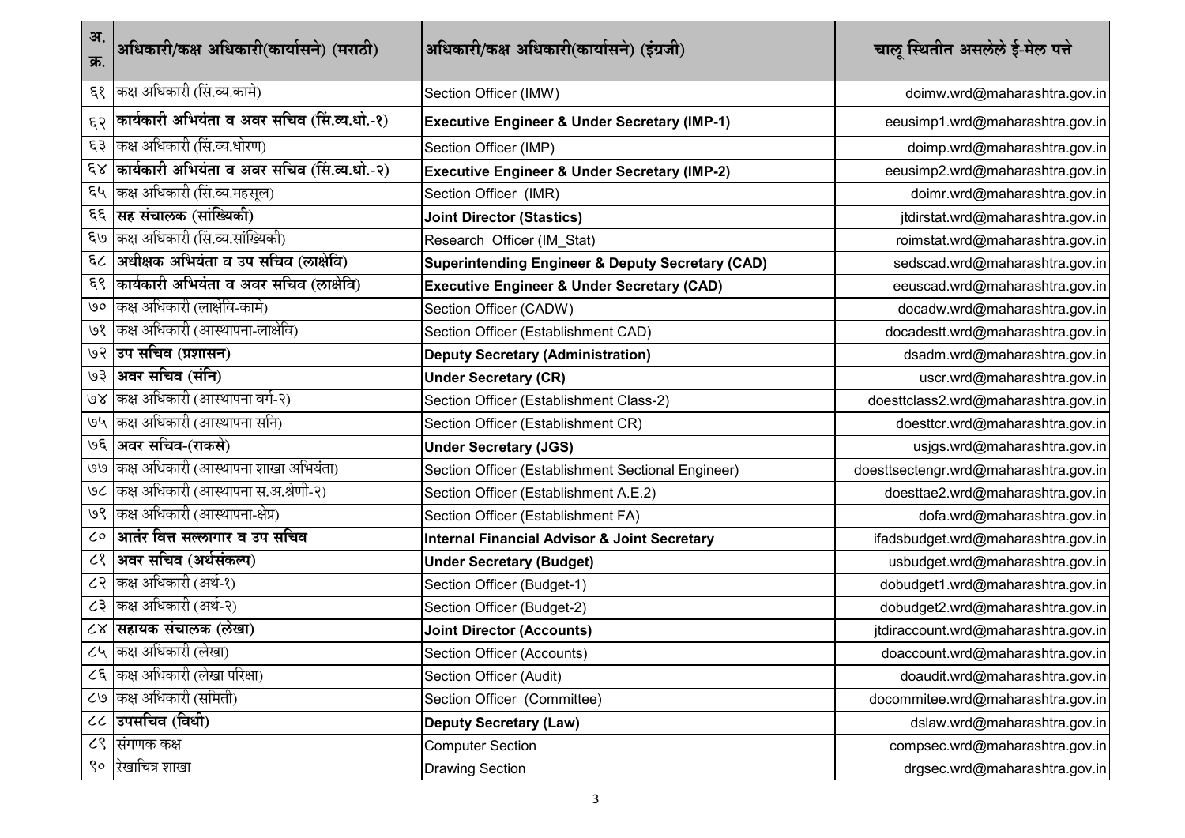| अ. क्र. | अधिकारी/कक्ष अधिकारी(कार्यासने) (मराठी) | अधिकारी/कक्ष अधिकारी(कार्यासने) (इंग्रजी) | चालू स्थितीत असलेले ई-मेल पत्ते |
|---|---|---|---|
| ६१ | कक्ष अधिकारी (सिं.व्य.कामे) | Section Officer (IMW) | doimw.wrd@maharashtra.gov.in |
| ६२ | **कार्यकारी अभियंता व अवर सचिव (सिं.व्य.धो.-१)** | **Executive Engineer & Under Secretary (IMP-1)** | eeusimp1.wrd@maharashtra.gov.in |
| ६३ | कक्ष अधिकारी (सिं.व्य.धोरण) | Section Officer (IMP) | doimp.wrd@maharashtra.gov.in |
| ६४ | **कार्यकारी अभियंता व अवर सचिव (सिं.व्य.धो.-२)** | **Executive Engineer & Under Secretary (IMP-2)** | eeusimp2.wrd@maharashtra.gov.in |
| ६५ | कक्ष अधिकारी (सिं.व्य.महसूल) | Section Officer (IMR) | doimr.wrd@maharashtra.gov.in |
| ६६ | **सह संचालक (सांख्यिकी)** | **Joint Director (Stastics)** | jtdirstat.wrd@maharashtra.gov.in |
| ६७ | कक्ष अधिकारी (सिं.व्य.सांख्यिकी) | Research Officer (IM_Stat) | roimstat.wrd@maharashtra.gov.in |
| ६८ | **अधीक्षक अभियंता व उप सचिव (लाक्षेवि)** | **Superintending Engineer & Deputy Secretary (CAD)** | sedscad.wrd@maharashtra.gov.in |
| ६९ | **कार्यकारी अभियंता व अवर सचिव (लाक्षेवि)** | **Executive Engineer & Under Secretary (CAD)** | eeuscad.wrd@maharashtra.gov.in |
| ७० | कक्ष अधिकारी (लाक्षेवि-कामे) | Section Officer (CADW) | docadw.wrd@maharashtra.gov.in |
| ७१ | कक्ष अधिकारी (आस्थापना-लाक्षेवि) | Section Officer (Establishment CAD) | docadestt.wrd@maharashtra.gov.in |
| ७२ | **उप सचिव (प्रशासन)** | **Deputy Secretary (Administration)** | dsadm.wrd@maharashtra.gov.in |
| ७३ | **अवर सचिव (संनि)** | **Under Secretary (CR)** | uscr.wrd@maharashtra.gov.in |
| ७४ | कक्ष अधिकारी (आस्थापना वर्ग-२) | Section Officer (Establishment Class-2) | doesttclass2.wrd@maharashtra.gov.in |
| ७५ | कक्ष अधिकारी (आस्थापना सनि) | Section Officer (Establishment CR) | doesttcr.wrd@maharashtra.gov.in |
| ७६ | **अवर सचिव-(राकसे)** | **Under Secretary (JGS)** | usjgs.wrd@maharashtra.gov.in |
| ७७ | कक्ष अधिकारी (आस्थापना शाखा अभियंता) | Section Officer (Establishment Sectional Engineer) | doesttsectengr.wrd@maharashtra.gov.in |
| ७८ | कक्ष अधिकारी (आस्थापना स.अ.श्रेणी-२) | Section Officer (Establishment A.E.2) | doesttae2.wrd@maharashtra.gov.in |
| ७९ | कक्ष अधिकारी (आस्थापना-क्षेप्र) | Section Officer (Establishment FA) | dofa.wrd@maharashtra.gov.in |
| ८० | **आतंर वित्त सल्लागार व उप सचिव** | **Internal Financial Advisor & Joint Secretary** | ifadsbudget.wrd@maharashtra.gov.in |
| ८१ | **अवर सचिव (अर्थसंकल्प)** | **Under Secretary (Budget)** | usbudget.wrd@maharashtra.gov.in |
| ८२ | कक्ष अधिकारी (अर्थ-१) | Section Officer (Budget-1) | dobudget1.wrd@maharashtra.gov.in |
| ८३ | कक्ष अधिकारी (अर्थ-२) | Section Officer (Budget-2) | dobudget2.wrd@maharashtra.gov.in |
| ८४ | **सहायक संचालक (लेखा)** | **Joint Director (Accounts)** | jtdiraccount.wrd@maharashtra.gov.in |
| ८५ | कक्ष अधिकारी (लेखा) | Section Officer (Accounts) | doaccount.wrd@maharashtra.gov.in |
| ८६ | कक्ष अधिकारी (लेखा परिक्षा) | Section Officer (Audit) | doaudit.wrd@maharashtra.gov.in |
| ८७ | कक्ष अधिकारी (समिती) | Section Officer (Committee) | docommitee.wrd@maharashtra.gov.in |
| ८८ | **उपसचिव (विधी)** | **Deputy Secretary (Law)** | dslaw.wrd@maharashtra.gov.in |
| ८९ | संगणक कक्ष | Computer Section | compsec.wrd@maharashtra.gov.in |
| ९० | रेखाचित्र शाखा | Drawing Section | drgsec.wrd@maharashtra.gov.in |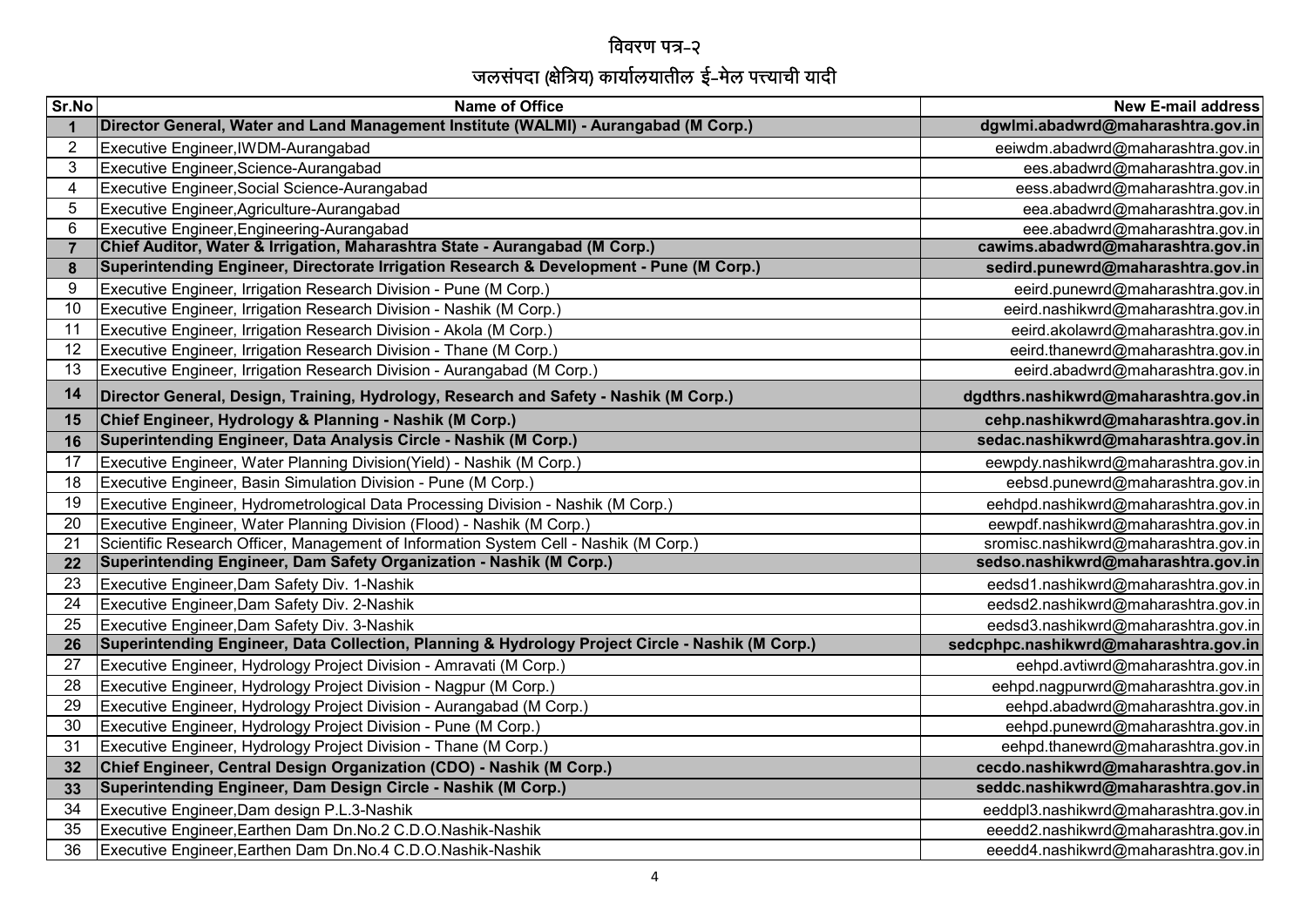# विवरण पत्र-२

## जलसंपदा (क्षेत्रिय) कार्यालयातील ई-मेल पत्त्याची यादी

| Sr.No | Name of Office | New E-mail address |
|---|---|---|
| **1** | **Director General, Water and Land Management Institute (WALMI) - Aurangabad (M Corp.)** | **dgwlmi.abadwrd@maharashtra.gov.in** |
| 2 | Executive Engineer,IWDM-Aurangabad | eeiwdm.abadwrd@maharashtra.gov.in |
| 3 | Executive Engineer,Science-Aurangabad | ees.abadwrd@maharashtra.gov.in |
| 4 | Executive Engineer,Social Science-Aurangabad | eess.abadwrd@maharashtra.gov.in |
| 5 | Executive Engineer,Agriculture-Aurangabad | eea.abadwrd@maharashtra.gov.in |
| 6 | Executive Engineer,Engineering-Aurangabad | eee.abadwrd@maharashtra.gov.in |
| **7** | **Chief Auditor, Water & Irrigation, Maharashtra State - Aurangabad (M Corp.)** | **cawims.abadwrd@maharashtra.gov.in** |
| **8** | **Superintending Engineer, Directorate Irrigation Research & Development - Pune (M Corp.)** | **sedird.punewrd@maharashtra.gov.in** |
| 9 | Executive Engineer, Irrigation Research Division - Pune (M Corp.) | eeird.punewrd@maharashtra.gov.in |
| 10 | Executive Engineer, Irrigation Research Division - Nashik (M Corp.) | eeird.nashikwrd@maharashtra.gov.in |
| 11 | Executive Engineer, Irrigation Research Division - Akola (M Corp.) | eeird.akolawrd@maharashtra.gov.in |
| 12 | Executive Engineer, Irrigation Research Division - Thane (M Corp.) | eeird.thanewrd@maharashtra.gov.in |
| 13 | Executive Engineer, Irrigation Research Division - Aurangabad (M Corp.) | eeird.abadwrd@maharashtra.gov.in |
| **14** | **Director General, Design, Training, Hydrology, Research and Safety - Nashik (M Corp.)** | **dgdthrs.nashikwrd@maharashtra.gov.in** |
| **15** | **Chief Engineer, Hydrology & Planning - Nashik (M Corp.)** | **cehp.nashikwrd@maharashtra.gov.in** |
| **16** | **Superintending Engineer, Data Analysis Circle - Nashik (M Corp.)** | **sedac.nashikwrd@maharashtra.gov.in** |
| 17 | Executive Engineer, Water Planning Division(Yield) - Nashik (M Corp.) | eewpdy.nashikwrd@maharashtra.gov.in |
| 18 | Executive Engineer, Basin Simulation Division - Pune (M Corp.) | eebsd.punewrd@maharashtra.gov.in |
| 19 | Executive Engineer, Hydrometrological Data Processing Division - Nashik (M Corp.) | eehdpd.nashikwrd@maharashtra.gov.in |
| 20 | Executive Engineer, Water Planning Division (Flood) - Nashik (M Corp.) | eewpdf.nashikwrd@maharashtra.gov.in |
| 21 | Scientific Research Officer, Management of Information System Cell - Nashik (M Corp.) | sromisc.nashikwrd@maharashtra.gov.in |
| **22** | **Superintending Engineer, Dam Safety Organization - Nashik (M Corp.)** | **sedso.nashikwrd@maharashtra.gov.in** |
| 23 | Executive Engineer,Dam Safety Div. 1-Nashik | eedsd1.nashikwrd@maharashtra.gov.in |
| 24 | Executive Engineer,Dam Safety Div. 2-Nashik | eedsd2.nashikwrd@maharashtra.gov.in |
| 25 | Executive Engineer,Dam Safety Div. 3-Nashik | eedsd3.nashikwrd@maharashtra.gov.in |
| **26** | **Superintending Engineer, Data Collection, Planning & Hydrology Project Circle - Nashik (M Corp.)** | **sedcphpc.nashikwrd@maharashtra.gov.in** |
| 27 | Executive Engineer, Hydrology Project Division - Amravati (M Corp.) | eehpd.avtiwrd@maharashtra.gov.in |
| 28 | Executive Engineer, Hydrology Project Division - Nagpur (M Corp.) | eehpd.nagpurwrd@maharashtra.gov.in |
| 29 | Executive Engineer, Hydrology Project Division - Aurangabad (M Corp.) | eehpd.abadwrd@maharashtra.gov.in |
| 30 | Executive Engineer, Hydrology Project Division - Pune (M Corp.) | eehpd.punewrd@maharashtra.gov.in |
| 31 | Executive Engineer, Hydrology Project Division - Thane (M Corp.) | eehpd.thanewrd@maharashtra.gov.in |
| **32** | **Chief Engineer, Central Design Organization (CDO) - Nashik (M Corp.)** | **cecdo.nashikwrd@maharashtra.gov.in** |
| **33** | **Superintending Engineer, Dam Design Circle - Nashik (M Corp.)** | **seddc.nashikwrd@maharashtra.gov.in** |
| 34 | Executive Engineer,Dam design P.L.3-Nashik | eeddpl3.nashikwrd@maharashtra.gov.in |
| 35 | Executive Engineer,Earthen Dam Dn.No.2 C.D.O.Nashik-Nashik | eeedd2.nashikwrd@maharashtra.gov.in |
| 36 | Executive Engineer,Earthen Dam Dn.No.4 C.D.O.Nashik-Nashik | eeedd4.nashikwrd@maharashtra.gov.in |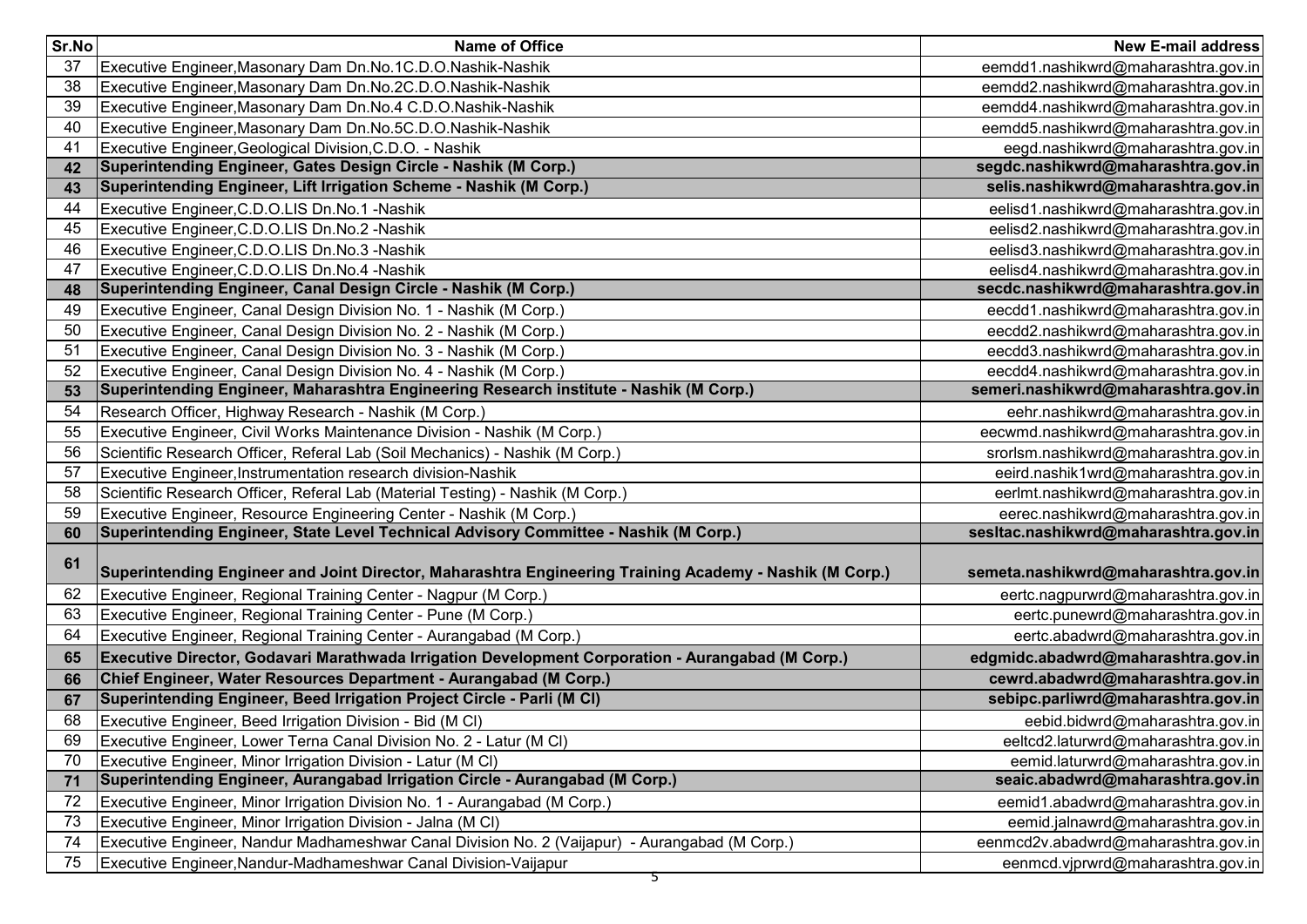| Sr.No | Name of Office | New E-mail address |
|---|---|---|
| 37 | Executive Engineer,Masonary Dam Dn.No.1C.D.O.Nashik-Nashik | eemdd1.nashikwrd@maharashtra.gov.in |
| 38 | Executive Engineer,Masonary Dam Dn.No.2C.D.O.Nashik-Nashik | eemdd2.nashikwrd@maharashtra.gov.in |
| 39 | Executive Engineer,Masonary Dam Dn.No.4 C.D.O.Nashik-Nashik | eemdd4.nashikwrd@maharashtra.gov.in |
| 40 | Executive Engineer,Masonary Dam Dn.No.5C.D.O.Nashik-Nashik | eemdd5.nashikwrd@maharashtra.gov.in |
| 41 | Executive Engineer,Geological Division,C.D.O. - Nashik | eegd.nashikwrd@maharashtra.gov.in |
| **42** | **Superintending Engineer, Gates Design Circle - Nashik (M Corp.)** | **segdc.nashikwrd@maharashtra.gov.in** |
| **43** | **Superintending Engineer, Lift Irrigation Scheme - Nashik (M Corp.)** | **selis.nashikwrd@maharashtra.gov.in** |
| 44 | Executive Engineer,C.D.O.LIS Dn.No.1 -Nashik | eelisd1.nashikwrd@maharashtra.gov.in |
| 45 | Executive Engineer,C.D.O.LIS Dn.No.2 -Nashik | eelisd2.nashikwrd@maharashtra.gov.in |
| 46 | Executive Engineer,C.D.O.LIS Dn.No.3 -Nashik | eelisd3.nashikwrd@maharashtra.gov.in |
| 47 | Executive Engineer,C.D.O.LIS Dn.No.4 -Nashik | eelisd4.nashikwrd@maharashtra.gov.in |
| **48** | **Superintending Engineer, Canal Design Circle - Nashik (M Corp.)** | **secdc.nashikwrd@maharashtra.gov.in** |
| 49 | Executive Engineer, Canal Design Division No. 1 - Nashik (M Corp.) | eecdd1.nashikwrd@maharashtra.gov.in |
| 50 | Executive Engineer, Canal Design Division No. 2 - Nashik (M Corp.) | eecdd2.nashikwrd@maharashtra.gov.in |
| 51 | Executive Engineer, Canal Design Division No. 3 - Nashik (M Corp.) | eecdd3.nashikwrd@maharashtra.gov.in |
| 52 | Executive Engineer, Canal Design Division No. 4 - Nashik (M Corp.) | eecdd4.nashikwrd@maharashtra.gov.in |
| **53** | **Superintending Engineer, Maharashtra Engineering Research institute - Nashik (M Corp.)** | **semeri.nashikwrd@maharashtra.gov.in** |
| 54 | Research Officer, Highway Research - Nashik (M Corp.) | eehr.nashikwrd@maharashtra.gov.in |
| 55 | Executive Engineer, Civil Works Maintenance Division - Nashik (M Corp.) | eecwmd.nashikwrd@maharashtra.gov.in |
| 56 | Scientific Research Officer, Referal Lab (Soil Mechanics) - Nashik (M Corp.) | srorlsm.nashikwrd@maharashtra.gov.in |
| 57 | Executive Engineer,Instrumentation research division-Nashik | eeird.nashik1wrd@maharashtra.gov.in |
| 58 | Scientific Research Officer, Referal Lab (Material Testing) - Nashik (M Corp.) | eerlmt.nashikwrd@maharashtra.gov.in |
| 59 | Executive Engineer, Resource Engineering Center - Nashik (M Corp.) | eerec.nashikwrd@maharashtra.gov.in |
| **60** | **Superintending Engineer, State Level Technical Advisory Committee - Nashik (M Corp.)** | **sesltac.nashikwrd@maharashtra.gov.in** |
| **61** | **Superintending Engineer and Joint Director, Maharashtra Engineering Training Academy - Nashik (M Corp.)** | **semeta.nashikwrd@maharashtra.gov.in** |
| 62 | Executive Engineer, Regional Training Center - Nagpur (M Corp.) | eertc.nagpurwrd@maharashtra.gov.in |
| 63 | Executive Engineer, Regional Training Center - Pune (M Corp.) | eertc.punewrd@maharashtra.gov.in |
| 64 | Executive Engineer, Regional Training Center - Aurangabad (M Corp.) | eertc.abadwrd@maharashtra.gov.in |
| **65** | **Executive Director, Godavari Marathwada Irrigation Development Corporation - Aurangabad (M Corp.)** | **edgmidc.abadwrd@maharashtra.gov.in** |
| **66** | **Chief Engineer, Water Resources Department - Aurangabad (M Corp.)** | **cewrd.abadwrd@maharashtra.gov.in** |
| **67** | **Superintending Engineer, Beed Irrigation Project Circle - Parli (M Cl)** | **sebipc.parliwrd@maharashtra.gov.in** |
| 68 | Executive Engineer, Beed Irrigation Division - Bid (M Cl) | eebid.bidwrd@maharashtra.gov.in |
| 69 | Executive Engineer, Lower Terna Canal Division No. 2 - Latur (M Cl) | eeltcd2.laturwrd@maharashtra.gov.in |
| 70 | Executive Engineer, Minor Irrigation Division - Latur (M Cl) | eemid.laturwrd@maharashtra.gov.in |
| **71** | **Superintending Engineer, Aurangabad Irrigation Circle - Aurangabad (M Corp.)** | **seaic.abadwrd@maharashtra.gov.in** |
| 72 | Executive Engineer, Minor Irrigation Division No. 1 - Aurangabad (M Corp.) | eemid1.abadwrd@maharashtra.gov.in |
| 73 | Executive Engineer, Minor Irrigation Division - Jalna (M Cl) | eemid.jalnawrd@maharashtra.gov.in |
| 74 | Executive Engineer, Nandur Madhameshwar Canal Division No. 2 (Vaijapur) - Aurangabad (M Corp.) | eenmcd2v.abadwrd@maharashtra.gov.in |
| 75 | Executive Engineer,Nandur-Madhameshwar Canal Division-Vaijapur | eenmcd.vjprwrd@maharashtra.gov.in |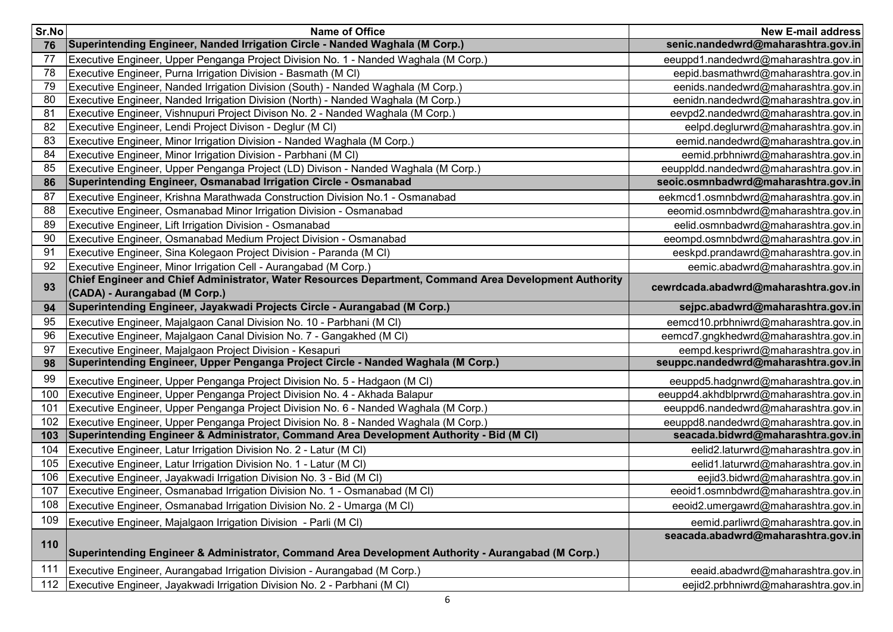| Sr.No | Name of Office | New E-mail address |
|---|---|---|
| **76** | **Superintending Engineer, Nanded Irrigation Circle - Nanded Waghala (M Corp.)** | **senic.nandedwrd@maharashtra.gov.in** |
| 77 | Executive Engineer, Upper Penganga Project Division No. 1 - Nanded Waghala (M Corp.) | eeuppd1.nandedwrd@maharashtra.gov.in |
| 78 | Executive Engineer, Purna Irrigation Division - Basmath (M Cl) | eepid.basmathwrd@maharashtra.gov.in |
| 79 | Executive Engineer, Nanded Irrigation Division (South) - Nanded Waghala (M Corp.) | eenids.nandedwrd@maharashtra.gov.in |
| 80 | Executive Engineer, Nanded Irrigation Division (North) - Nanded Waghala (M Corp.) | eenidn.nandedwrd@maharashtra.gov.in |
| 81 | Executive Engineer, Vishnupuri Project Divison No. 2 - Nanded Waghala (M Corp.) | eevpd2.nandedwrd@maharashtra.gov.in |
| 82 | Executive Engineer, Lendi Project Divison - Deglur (M Cl) | eelpd.deglurwrd@maharashtra.gov.in |
| 83 | Executive Engineer, Minor Irrigation Division - Nanded Waghala (M Corp.) | eemid.nandedwrd@maharashtra.gov.in |
| 84 | Executive Engineer, Minor Irrigation Division - Parbhani (M Cl) | eemid.prbhniwrd@maharashtra.gov.in |
| 85 | Executive Engineer, Upper Penganga Project (LD) Divison - Nanded Waghala (M Corp.) | eeuppldd.nandedwrd@maharashtra.gov.in |
| **86** | **Superintending Engineer, Osmanabad Irrigation Circle - Osmanabad** | **seoic.osmnbadwrd@maharashtra.gov.in** |
| 87 | Executive Engineer, Krishna Marathwada Construction Division No.1 - Osmanabad | eekmcd1.osmnbdwrd@maharashtra.gov.in |
| 88 | Executive Engineer, Osmanabad Minor Irrigation Division - Osmanabad | eeomid.osmnbdwrd@maharashtra.gov.in |
| 89 | Executive Engineer, Lift Irrigation Division - Osmanabad | eelid.osmnbadwrd@maharashtra.gov.in |
| 90 | Executive Engineer, Osmanabad Medium Project Division - Osmanabad | eeompd.osmnbdwrd@maharashtra.gov.in |
| 91 | Executive Engineer, Sina Kolegaon Project Division - Paranda (M Cl) | eeskpd.prandawrd@maharashtra.gov.in |
| 92 | Executive Engineer, Minor Irrigation Cell - Aurangabad (M Corp.) | eemic.abadwrd@maharashtra.gov.in |
| **93** | **Chief Engineer and Chief Administrator, Water Resources Department, Command Area Development Authority (CADA) - Aurangabad (M Corp.)** | **cewrdcada.abadwrd@maharashtra.gov.in** |
| **94** | **Superintending Engineer, Jayakwadi Projects Circle - Aurangabad (M Corp.)** | **sejpc.abadwrd@maharashtra.gov.in** |
| 95 | Executive Engineer, Majalgaon Canal Division No. 10 - Parbhani (M Cl) | eemcd10.prbhniwrd@maharashtra.gov.in |
| 96 | Executive Engineer, Majalgaon Canal Division No. 7 - Gangakhed (M Cl) | eemcd7.gngkhedwrd@maharashtra.gov.in |
| 97 | Executive Engineer, Majalgaon Project Division - Kesapuri | eempd.kespriwrd@maharashtra.gov.in |
| **98** | **Superintending Engineer, Upper Penganga Project Circle - Nanded Waghala (M Corp.)** | **seuppc.nandedwrd@maharashtra.gov.in** |
| 99 | Executive Engineer, Upper Penganga Project Division No. 5 - Hadgaon (M Cl) | eeuppd5.hadgnwrd@maharashtra.gov.in |
| 100 | Executive Engineer, Upper Penganga Project Division No. 4 - Akhada Balapur | eeuppd4.akhdblprwrd@maharashtra.gov.in |
| 101 | Executive Engineer, Upper Penganga Project Division No. 6 - Nanded Waghala (M Corp.) | eeuppd6.nandedwrd@maharashtra.gov.in |
| 102 | Executive Engineer, Upper Penganga Project Division No. 8 - Nanded Waghala (M Corp.) | eeuppd8.nandedwrd@maharashtra.gov.in |
| **103** | **Superintending Engineer & Administrator, Command Area Development Authority - Bid (M Cl)** | **seacada.bidwrd@maharashtra.gov.in** |
| 104 | Executive Engineer, Latur Irrigation Division No. 2 - Latur (M Cl) | eelid2.laturwrd@maharashtra.gov.in |
| 105 | Executive Engineer, Latur Irrigation Division No. 1 - Latur (M Cl) | eelid1.laturwrd@maharashtra.gov.in |
| 106 | Executive Engineer, Jayakwadi Irrigation Division No. 3 - Bid (M Cl) | eejid3.bidwrd@maharashtra.gov.in |
| 107 | Executive Engineer, Osmanabad Irrigation Division No. 1 - Osmanabad (M Cl) | eeoid1.osmnbdwrd@maharashtra.gov.in |
| 108 | Executive Engineer, Osmanabad Irrigation Division No. 2 - Umarga (M Cl) | eeoid2.umergawrd@maharashtra.gov.in |
| 109 | Executive Engineer, Majalgaon Irrigation Division - Parli (M Cl) | eemid.parliwrd@maharashtra.gov.in |
| **110** | **Superintending Engineer & Administrator, Command Area Development Authority - Aurangabad (M Corp.)** | **seacada.abadwrd@maharashtra.gov.in** |
| 111 | Executive Engineer, Aurangabad Irrigation Division - Aurangabad (M Corp.) | eeaid.abadwrd@maharashtra.gov.in |
| 112 | Executive Engineer, Jayakwadi Irrigation Division No. 2 - Parbhani (M Cl) | eejid2.prbhniwrd@maharashtra.gov.in |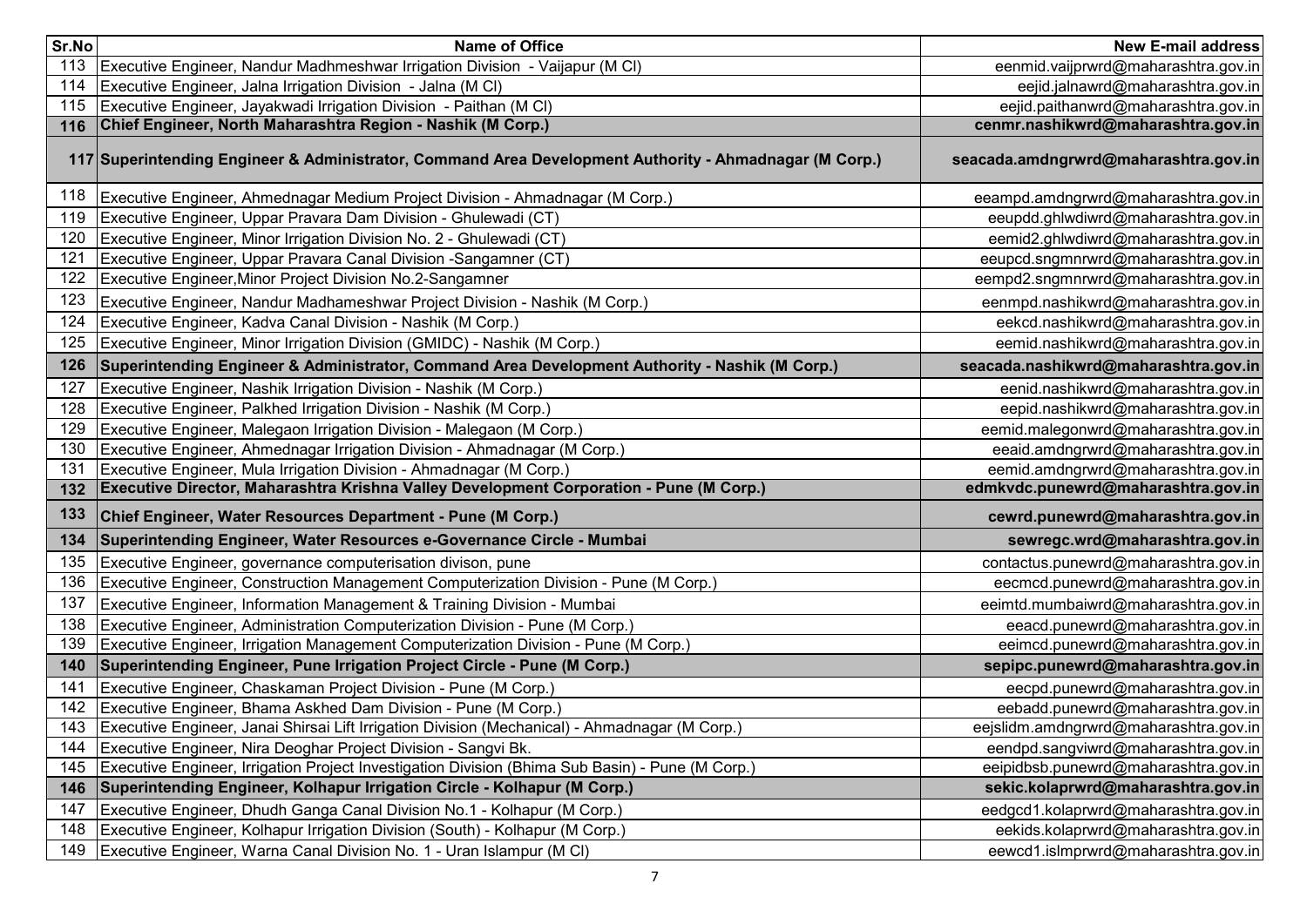| Sr.No | Name of Office | New E-mail address |
|---|---|---|
| 113 | Executive Engineer, Nandur Madhmeshwar Irrigation Division - Vaijapur (M Cl) | eenmid.vaijprwrd@maharashtra.gov.in |
| 114 | Executive Engineer, Jalna Irrigation Division - Jalna (M Cl) | eejid.jalnawrd@maharashtra.gov.in |
| 115 | Executive Engineer, Jayakwadi Irrigation Division - Paithan (M Cl) | eejid.paithanwrd@maharashtra.gov.in |
| **116** | **Chief Engineer, North Maharashtra Region - Nashik (M Corp.)** | **cenmr.nashikwrd@maharashtra.gov.in** |
| **117** | **Superintending Engineer & Administrator, Command Area Development Authority - Ahmadnagar (M Corp.)** | **seacada.amdngrwrd@maharashtra.gov.in** |
| 118 | Executive Engineer, Ahmednagar Medium Project Division - Ahmadnagar (M Corp.) | eeampd.amdngrwrd@maharashtra.gov.in |
| 119 | Executive Engineer, Uppar Pravara Dam Division - Ghulewadi (CT) | eeupdd.ghlwdiwrd@maharashtra.gov.in |
| 120 | Executive Engineer, Minor Irrigation Division No. 2 - Ghulewadi (CT) | eemid2.ghlwdiwrd@maharashtra.gov.in |
| 121 | Executive Engineer, Uppar Pravara Canal Division -Sangamner (CT) | eeupcd.sngmnrwrd@maharashtra.gov.in |
| 122 | Executive Engineer,Minor Project Division No.2-Sangamner | eempd2.sngmnrwrd@maharashtra.gov.in |
| 123 | Executive Engineer, Nandur Madhameshwar Project Division - Nashik (M Corp.) | eenmpd.nashikwrd@maharashtra.gov.in |
| 124 | Executive Engineer, Kadva Canal Division - Nashik (M Corp.) | eekcd.nashikwrd@maharashtra.gov.in |
| 125 | Executive Engineer, Minor Irrigation Division (GMIDC) - Nashik (M Corp.) | eemid.nashikwrd@maharashtra.gov.in |
| **126** | **Superintending Engineer & Administrator, Command Area Development Authority - Nashik (M Corp.)** | **seacada.nashikwrd@maharashtra.gov.in** |
| 127 | Executive Engineer, Nashik Irrigation Division - Nashik (M Corp.) | eenid.nashikwrd@maharashtra.gov.in |
| 128 | Executive Engineer, Palkhed Irrigation Division - Nashik (M Corp.) | eepid.nashikwrd@maharashtra.gov.in |
| 129 | Executive Engineer, Malegaon Irrigation Division - Malegaon (M Corp.) | eemid.malegonwrd@maharashtra.gov.in |
| 130 | Executive Engineer, Ahmednagar Irrigation Division - Ahmadnagar (M Corp.) | eeaid.amdngrwrd@maharashtra.gov.in |
| 131 | Executive Engineer, Mula Irrigation Division - Ahmadnagar (M Corp.) | eemid.amdngrwrd@maharashtra.gov.in |
| **132** | **Executive Director, Maharashtra Krishna Valley Development Corporation - Pune (M Corp.)** | **edmkvdc.punewrd@maharashtra.gov.in** |
| **133** | **Chief Engineer, Water Resources Department - Pune (M Corp.)** | **cewrd.punewrd@maharashtra.gov.in** |
| **134** | **Superintending Engineer, Water Resources e-Governance Circle - Mumbai** | **sewregc.wrd@maharashtra.gov.in** |
| 135 | Executive Engineer, governance computerisation divison, pune | contactus.punewrd@maharashtra.gov.in |
| 136 | Executive Engineer, Construction Management Computerization Division - Pune (M Corp.) | eecmcd.punewrd@maharashtra.gov.in |
| 137 | Executive Engineer, Information Management & Training Division - Mumbai | eeimtd.mumbaiwrd@maharashtra.gov.in |
| 138 | Executive Engineer, Administration Computerization Division - Pune (M Corp.) | eeacd.punewrd@maharashtra.gov.in |
| 139 | Executive Engineer, Irrigation Management Computerization Division - Pune (M Corp.) | eeimcd.punewrd@maharashtra.gov.in |
| **140** | **Superintending Engineer, Pune Irrigation Project Circle - Pune (M Corp.)** | **sepipc.punewrd@maharashtra.gov.in** |
| 141 | Executive Engineer, Chaskaman Project Division - Pune (M Corp.) | eecpd.punewrd@maharashtra.gov.in |
| 142 | Executive Engineer, Bhama Askhed Dam Division - Pune (M Corp.) | eebadd.punewrd@maharashtra.gov.in |
| 143 | Executive Engineer, Janai Shirsai Lift Irrigation Division (Mechanical) - Ahmadnagar (M Corp.) | eejslidm.amdngrwrd@maharashtra.gov.in |
| 144 | Executive Engineer, Nira Deoghar Project Division - Sangvi Bk. | eendpd.sangviwrd@maharashtra.gov.in |
| 145 | Executive Engineer, Irrigation Project Investigation Division (Bhima Sub Basin) - Pune (M Corp.) | eeipidbsb.punewrd@maharashtra.gov.in |
| **146** | **Superintending Engineer, Kolhapur Irrigation Circle - Kolhapur (M Corp.)** | **sekic.kolaprwrd@maharashtra.gov.in** |
| 147 | Executive Engineer, Dhudh Ganga Canal Division No.1 - Kolhapur (M Corp.) | eedgcd1.kolaprwrd@maharashtra.gov.in |
| 148 | Executive Engineer, Kolhapur Irrigation Division (South) - Kolhapur (M Corp.) | eekids.kolaprwrd@maharashtra.gov.in |
| 149 | Executive Engineer, Warna Canal Division No. 1 - Uran Islampur (M Cl) | eewcd1.islmprwrd@maharashtra.gov.in |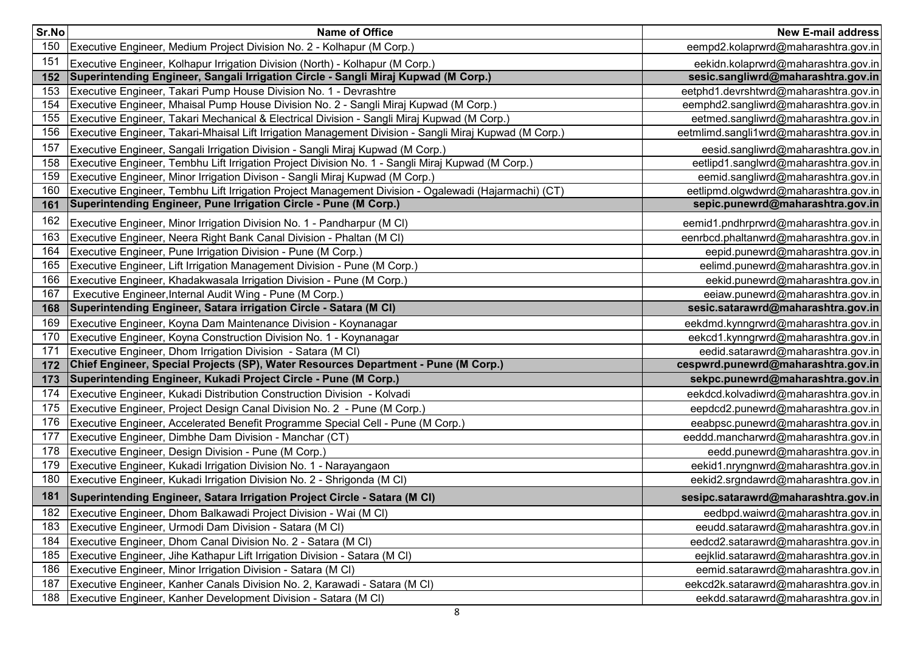| Sr.No | Name of Office | New E-mail address |
|---|---|---|
| 150 | Executive Engineer, Medium Project Division No. 2 - Kolhapur (M Corp.) | eempd2.kolaprwrd@maharashtra.gov.in |
| 151 | Executive Engineer, Kolhapur Irrigation Division (North) - Kolhapur (M Corp.) | eekidn.kolaprwrd@maharashtra.gov.in |
| **152** | **Superintending Engineer, Sangali Irrigation Circle - Sangli Miraj Kupwad (M Corp.)** | **sesic.sangliwrd@maharashtra.gov.in** |
| 153 | Executive Engineer, Takari Pump House Division No. 1 - Devrashtre | eetphd1.devrshtwrd@maharashtra.gov.in |
| 154 | Executive Engineer, Mhaisal Pump House Division No. 2 - Sangli Miraj Kupwad (M Corp.) | eemphd2.sangliwrd@maharashtra.gov.in |
| 155 | Executive Engineer, Takari Mechanical & Electrical Division - Sangli Miraj Kupwad (M Corp.) | eetmed.sangliwrd@maharashtra.gov.in |
| 156 | Executive Engineer, Takari-Mhaisal Lift Irrigation Management Division - Sangli Miraj Kupwad (M Corp.) | eetmlimd.sangli1wrd@maharashtra.gov.in |
| 157 | Executive Engineer, Sangali Irrigation Division - Sangli Miraj Kupwad (M Corp.) | eesid.sangliwrd@maharashtra.gov.in |
| 158 | Executive Engineer, Tembhu Lift Irrigation Project Division No. 1 - Sangli Miraj Kupwad (M Corp.) | eetlipd1.sanglwrd@maharashtra.gov.in |
| 159 | Executive Engineer, Minor Irrigation Divison - Sangli Miraj Kupwad (M Corp.) | eemid.sangliwrd@maharashtra.gov.in |
| 160 | Executive Engineer, Tembhu Lift Irrigation Project Management Division - Ogalewadi (Hajarmachi) (CT) | eetlipmd.olgwdwrd@maharashtra.gov.in |
| **161** | **Superintending Engineer, Pune Irrigation Circle - Pune (M Corp.)** | **sepic.punewrd@maharashtra.gov.in** |
| 162 | Executive Engineer, Minor Irrigation Division No. 1 - Pandharpur (M Cl) | eemid1.pndhrprwrd@maharashtra.gov.in |
| 163 | Executive Engineer, Neera Right Bank Canal Division - Phaltan (M Cl) | eenrbcd.phaltanwrd@maharashtra.gov.in |
| 164 | Executive Engineer, Pune Irrigation Division - Pune (M Corp.) | eepid.punewrd@maharashtra.gov.in |
| 165 | Executive Engineer, Lift Irrigation Management Division - Pune (M Corp.) | eelimd.punewrd@maharashtra.gov.in |
| 166 | Executive Engineer, Khadakwasala Irrigation Division - Pune (M Corp.) | eekid.punewrd@maharashtra.gov.in |
| 167 | Executive Engineer,Internal Audit Wing - Pune (M Corp.) | eeiaw.punewrd@maharashtra.gov.in |
| **168** | **Superintending Engineer, Satara irrigation Circle - Satara (M Cl)** | **sesic.satarawrd@maharashtra.gov.in** |
| 169 | Executive Engineer, Koyna Dam Maintenance Division - Koynanagar | eekdmd.kynngrwrd@maharashtra.gov.in |
| 170 | Executive Engineer, Koyna Construction Division No. 1 - Koynanagar | eekcd1.kynngrwrd@maharashtra.gov.in |
| 171 | Executive Engineer, Dhom Irrigation Division - Satara (M Cl) | eedid.satarawrd@maharashtra.gov.in |
| **172** | **Chief Engineer, Special Projects (SP), Water Resources Department - Pune (M Corp.)** | **cespwrd.punewrd@maharashtra.gov.in** |
| **173** | **Superintending Engineer, Kukadi Project Circle - Pune (M Corp.)** | **sekpc.punewrd@maharashtra.gov.in** |
| 174 | Executive Engineer, Kukadi Distribution Construction Division - Kolvadi | eekdcd.kolvadiwrd@maharashtra.gov.in |
| 175 | Executive Engineer, Project Design Canal Division No. 2 - Pune (M Corp.) | eepdcd2.punewrd@maharashtra.gov.in |
| 176 | Executive Engineer, Accelerated Benefit Programme Special Cell - Pune (M Corp.) | eeabpsc.punewrd@maharashtra.gov.in |
| 177 | Executive Engineer, Dimbhe Dam Division - Manchar (CT) | eeddd.mancharwrd@maharashtra.gov.in |
| 178 | Executive Engineer, Design Division - Pune (M Corp.) | eedd.punewrd@maharashtra.gov.in |
| 179 | Executive Engineer, Kukadi Irrigation Division No. 1 - Narayangaon | eekid1.nryngnwrd@maharashtra.gov.in |
| 180 | Executive Engineer, Kukadi Irrigation Division No. 2 - Shrigonda (M Cl) | eekid2.srgndawrd@maharashtra.gov.in |
| **181** | **Superintending Engineer, Satara Irrigation Project Circle - Satara (M Cl)** | **sesipc.satarawrd@maharashtra.gov.in** |
| 182 | Executive Engineer, Dhom Balkawadi Project Division - Wai (M Cl) | eedbpd.waiwrd@maharashtra.gov.in |
| 183 | Executive Engineer, Urmodi Dam Division - Satara (M Cl) | eeudd.satarawrd@maharashtra.gov.in |
| 184 | Executive Engineer, Dhom Canal Division No. 2 - Satara (M Cl) | eedcd2.satarawrd@maharashtra.gov.in |
| 185 | Executive Engineer, Jihe Kathapur Lift Irrigation Division - Satara (M Cl) | eejklid.satarawrd@maharashtra.gov.in |
| 186 | Executive Engineer, Minor Irrigation Division - Satara (M Cl) | eemid.satarawrd@maharashtra.gov.in |
| 187 | Executive Engineer, Kanher Canals Division No. 2, Karawadi - Satara (M Cl) | eekcd2k.satarawrd@maharashtra.gov.in |
| 188 | Executive Engineer, Kanher Development Division - Satara (M Cl) | eekdd.satarawrd@maharashtra.gov.in |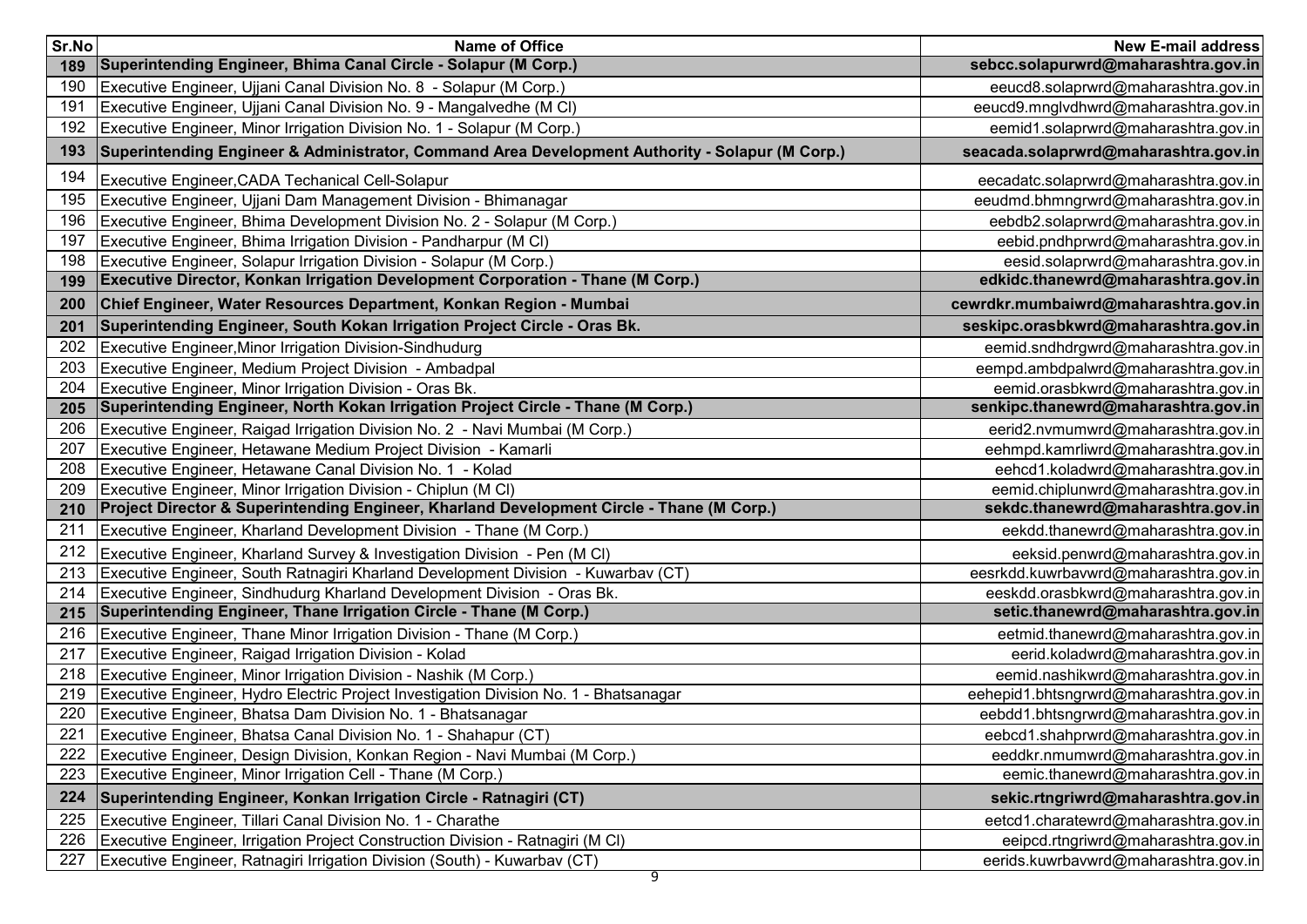| Sr.No | Name of Office | New E-mail address |
|---|---|---|
| **189** | **Superintending Engineer, Bhima Canal Circle - Solapur (M Corp.)** | **sebcc.solapurwrd@maharashtra.gov.in** |
| 190 | Executive Engineer, Ujjani Canal Division No. 8 - Solapur (M Corp.) | eeucd8.solaprwrd@maharashtra.gov.in |
| 191 | Executive Engineer, Ujjani Canal Division No. 9 - Mangalvedhe (M Cl) | eeucd9.mnglvdhwrd@maharashtra.gov.in |
| 192 | Executive Engineer, Minor Irrigation Division No. 1 - Solapur (M Corp.) | eemid1.solaprwrd@maharashtra.gov.in |
| **193** | **Superintending Engineer & Administrator, Command Area Development Authority - Solapur (M Corp.)** | **seacada.solaprwrd@maharashtra.gov.in** |
| 194 | Executive Engineer,CADA Techanical Cell-Solapur | eecadatc.solaprwrd@maharashtra.gov.in |
| 195 | Executive Engineer, Ujjani Dam Management Division - Bhimanagar | eeudmd.bhmngrwrd@maharashtra.gov.in |
| 196 | Executive Engineer, Bhima Development Division No. 2 - Solapur (M Corp.) | eebdb2.solaprwrd@maharashtra.gov.in |
| 197 | Executive Engineer, Bhima Irrigation Division - Pandharpur (M Cl) | eebid.pndhprwrd@maharashtra.gov.in |
| 198 | Executive Engineer, Solapur Irrigation Division - Solapur (M Corp.) | eesid.solaprwrd@maharashtra.gov.in |
| **199** | **Executive Director, Konkan Irrigation Development Corporation - Thane (M Corp.)** | **edkidc.thanewrd@maharashtra.gov.in** |
| **200** | **Chief Engineer, Water Resources Department, Konkan Region - Mumbai** | **cewrdkr.mumbaiwrd@maharashtra.gov.in** |
| **201** | **Superintending Engineer, South Kokan Irrigation Project Circle - Oras Bk.** | **seskipc.orasbkwrd@maharashtra.gov.in** |
| 202 | Executive Engineer,Minor Irrigation Division-Sindhudurg | eemid.sndhdrgwrd@maharashtra.gov.in |
| 203 | Executive Engineer, Medium Project Division - Ambadpal | eempd.ambdpalwrd@maharashtra.gov.in |
| 204 | Executive Engineer, Minor Irrigation Division - Oras Bk. | eemid.orasbkwrd@maharashtra.gov.in |
| **205** | **Superintending Engineer, North Kokan Irrigation Project Circle - Thane (M Corp.)** | **senkipc.thanewrd@maharashtra.gov.in** |
| 206 | Executive Engineer, Raigad Irrigation Division No. 2 - Navi Mumbai (M Corp.) | eerid2.nvmumwrd@maharashtra.gov.in |
| 207 | Executive Engineer, Hetawane Medium Project Division - Kamarli | eehmpd.kamrliwrd@maharashtra.gov.in |
| 208 | Executive Engineer, Hetawane Canal Division No. 1 - Kolad | eehcd1.koladwrd@maharashtra.gov.in |
| 209 | Executive Engineer, Minor Irrigation Division - Chiplun (M Cl) | eemid.chiplunwrd@maharashtra.gov.in |
| **210** | **Project Director & Superintending Engineer, Kharland Development Circle - Thane (M Corp.)** | **sekdc.thanewrd@maharashtra.gov.in** |
| 211 | Executive Engineer, Kharland Development Division - Thane (M Corp.) | eekdd.thanewrd@maharashtra.gov.in |
| 212 | Executive Engineer, Kharland Survey & Investigation Division - Pen (M Cl) | eeksid.penwrd@maharashtra.gov.in |
| 213 | Executive Engineer, South Ratnagiri Kharland Development Division - Kuwarbav (CT) | eesrkdd.kuwrbavwrd@maharashtra.gov.in |
| 214 | Executive Engineer, Sindhudurg Kharland Development Division - Oras Bk. | eeskdd.orasbkwrd@maharashtra.gov.in |
| **215** | **Superintending Engineer, Thane Irrigation Circle - Thane (M Corp.)** | **setic.thanewrd@maharashtra.gov.in** |
| 216 | Executive Engineer, Thane Minor Irrigation Division - Thane (M Corp.) | eetmid.thanewrd@maharashtra.gov.in |
| 217 | Executive Engineer, Raigad Irrigation Division - Kolad | eerid.koladwrd@maharashtra.gov.in |
| 218 | Executive Engineer, Minor Irrigation Division - Nashik (M Corp.) | eemid.nashikwrd@maharashtra.gov.in |
| 219 | Executive Engineer, Hydro Electric Project Investigation Division No. 1 - Bhatsanagar | eehepid1.bhtsngrwrd@maharashtra.gov.in |
| 220 | Executive Engineer, Bhatsa Dam Division No. 1 - Bhatsanagar | eebdd1.bhtsngrwrd@maharashtra.gov.in |
| 221 | Executive Engineer, Bhatsa Canal Division No. 1 - Shahapur (CT) | eebcd1.shahprwrd@maharashtra.gov.in |
| 222 | Executive Engineer, Design Division, Konkan Region - Navi Mumbai (M Corp.) | eeddkr.nmumwrd@maharashtra.gov.in |
| 223 | Executive Engineer, Minor Irrigation Cell - Thane (M Corp.) | eemic.thanewrd@maharashtra.gov.in |
| **224** | **Superintending Engineer, Konkan Irrigation Circle - Ratnagiri (CT)** | **sekic.rtngriwrd@maharashtra.gov.in** |
| 225 | Executive Engineer, Tillari Canal Division No. 1 - Charathe | eetcd1.charatewrd@maharashtra.gov.in |
| 226 | Executive Engineer, Irrigation Project Construction Division - Ratnagiri (M Cl) | eeipcd.rtngriwrd@maharashtra.gov.in |
| 227 | Executive Engineer, Ratnagiri Irrigation Division (South) - Kuwarbav (CT) | eerids.kuwrbavwrd@maharashtra.gov.in |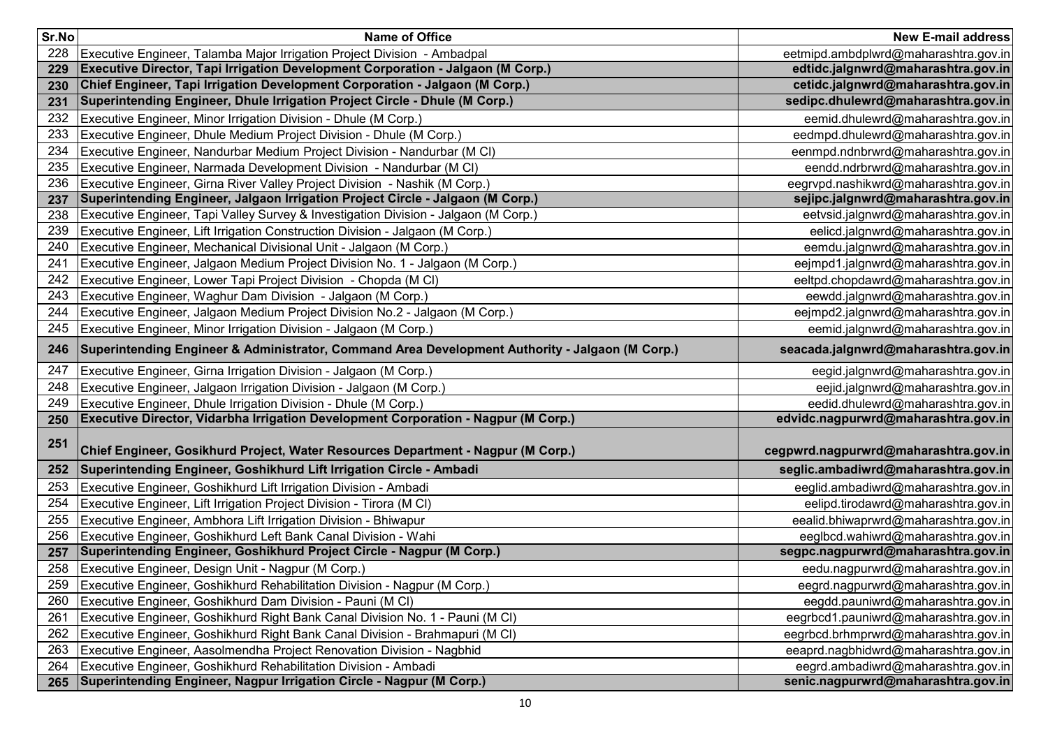| Sr.No | Name of Office | New E-mail address |
|---|---|---|
| 228 | Executive Engineer, Talamba Major Irrigation Project Division - Ambadpal | eetmipd.ambdplwrd@maharashtra.gov.in |
| **229** | **Executive Director, Tapi Irrigation Development Corporation - Jalgaon (M Corp.)** | **edtidc.jalgnwrd@maharashtra.gov.in** |
| **230** | **Chief Engineer, Tapi Irrigation Development Corporation - Jalgaon (M Corp.)** | **cetidc.jalgnwrd@maharashtra.gov.in** |
| **231** | **Superintending Engineer, Dhule Irrigation Project Circle - Dhule (M Corp.)** | **sedipc.dhulewrd@maharashtra.gov.in** |
| 232 | Executive Engineer, Minor Irrigation Division - Dhule (M Corp.) | eemid.dhulewrd@maharashtra.gov.in |
| 233 | Executive Engineer, Dhule Medium Project Division - Dhule (M Corp.) | eedmpd.dhulewrd@maharashtra.gov.in |
| 234 | Executive Engineer, Nandurbar Medium Project Division - Nandurbar (M Cl) | eenmpd.ndnbrwrd@maharashtra.gov.in |
| 235 | Executive Engineer, Narmada Development Division - Nandurbar (M Cl) | eendd.ndrbrwrd@maharashtra.gov.in |
| 236 | Executive Engineer, Girna River Valley Project Division - Nashik (M Corp.) | eegrvpd.nashikwrd@maharashtra.gov.in |
| **237** | **Superintending Engineer, Jalgaon Irrigation Project Circle - Jalgaon (M Corp.)** | **sejipc.jalgnwrd@maharashtra.gov.in** |
| 238 | Executive Engineer, Tapi Valley Survey & Investigation Division - Jalgaon (M Corp.) | eetvsid.jalgnwrd@maharashtra.gov.in |
| 239 | Executive Engineer, Lift Irrigation Construction Division - Jalgaon (M Corp.) | eelicd.jalgnwrd@maharashtra.gov.in |
| 240 | Executive Engineer, Mechanical Divisional Unit - Jalgaon (M Corp.) | eemdu.jalgnwrd@maharashtra.gov.in |
| 241 | Executive Engineer, Jalgaon Medium Project Division No. 1 - Jalgaon (M Corp.) | eejmpd1.jalgnwrd@maharashtra.gov.in |
| 242 | Executive Engineer, Lower Tapi Project Division - Chopda (M Cl) | eeltpd.chopdawrd@maharashtra.gov.in |
| 243 | Executive Engineer, Waghur Dam Division - Jalgaon (M Corp.) | eewdd.jalgnwrd@maharashtra.gov.in |
| 244 | Executive Engineer, Jalgaon Medium Project Division No.2 - Jalgaon (M Corp.) | eejmpd2.jalgnwrd@maharashtra.gov.in |
| 245 | Executive Engineer, Minor Irrigation Division - Jalgaon (M Corp.) | eemid.jalgnwrd@maharashtra.gov.in |
| **246** | **Superintending Engineer & Administrator, Command Area Development Authority - Jalgaon (M Corp.)** | **seacada.jalgnwrd@maharashtra.gov.in** |
| 247 | Executive Engineer, Girna Irrigation Division - Jalgaon (M Corp.) | eegid.jalgnwrd@maharashtra.gov.in |
| 248 | Executive Engineer, Jalgaon Irrigation Division - Jalgaon (M Corp.) | eejid.jalgnwrd@maharashtra.gov.in |
| 249 | Executive Engineer, Dhule Irrigation Division - Dhule (M Corp.) | eedid.dhulewrd@maharashtra.gov.in |
| **250** | **Executive Director, Vidarbha Irrigation Development Corporation - Nagpur (M Corp.)** | **edvidc.nagpurwrd@maharashtra.gov.in** |
| **251** | **Chief Engineer, Gosikhurd Project, Water Resources Department - Nagpur (M Corp.)** | **cegpwrd.nagpurwrd@maharashtra.gov.in** |
| **252** | **Superintending Engineer, Goshikhurd Lift Irrigation Circle - Ambadi** | **seglic.ambadiwrd@maharashtra.gov.in** |
| 253 | Executive Engineer, Goshikhurd Lift Irrigation Division - Ambadi | eeglid.ambadiwrd@maharashtra.gov.in |
| 254 | Executive Engineer, Lift Irrigation Project Division - Tirora (M Cl) | eelipd.tirodawrd@maharashtra.gov.in |
| 255 | Executive Engineer, Ambhora Lift Irrigation Division - Bhiwapur | eealid.bhiwaprwrd@maharashtra.gov.in |
| 256 | Executive Engineer, Goshikhurd Left Bank Canal Division - Wahi | eeglbcd.wahiwrd@maharashtra.gov.in |
| **257** | **Superintending Engineer, Goshikhurd Project Circle - Nagpur (M Corp.)** | **segpc.nagpurwrd@maharashtra.gov.in** |
| 258 | Executive Engineer, Design Unit - Nagpur (M Corp.) | eedu.nagpurwrd@maharashtra.gov.in |
| 259 | Executive Engineer, Goshikhurd Rehabilitation Division - Nagpur (M Corp.) | eegrd.nagpurwrd@maharashtra.gov.in |
| 260 | Executive Engineer, Goshikhurd Dam Division - Pauni (M Cl) | eegdd.pauniwrd@maharashtra.gov.in |
| 261 | Executive Engineer, Goshikhurd Right Bank Canal Division No. 1 - Pauni (M Cl) | eegrbcd1.pauniwrd@maharashtra.gov.in |
| 262 | Executive Engineer, Goshikhurd Right Bank Canal Division - Brahmapuri (M Cl) | eegrbcd.brhmprwrd@maharashtra.gov.in |
| 263 | Executive Engineer, Aasolmendha Project Renovation Division - Nagbhid | eeaprd.nagbhidwrd@maharashtra.gov.in |
| 264 | Executive Engineer, Goshikhurd Rehabilitation Division - Ambadi | eegrd.ambadiwrd@maharashtra.gov.in |
| **265** | **Superintending Engineer, Nagpur Irrigation Circle - Nagpur (M Corp.)** | **senic.nagpurwrd@maharashtra.gov.in** |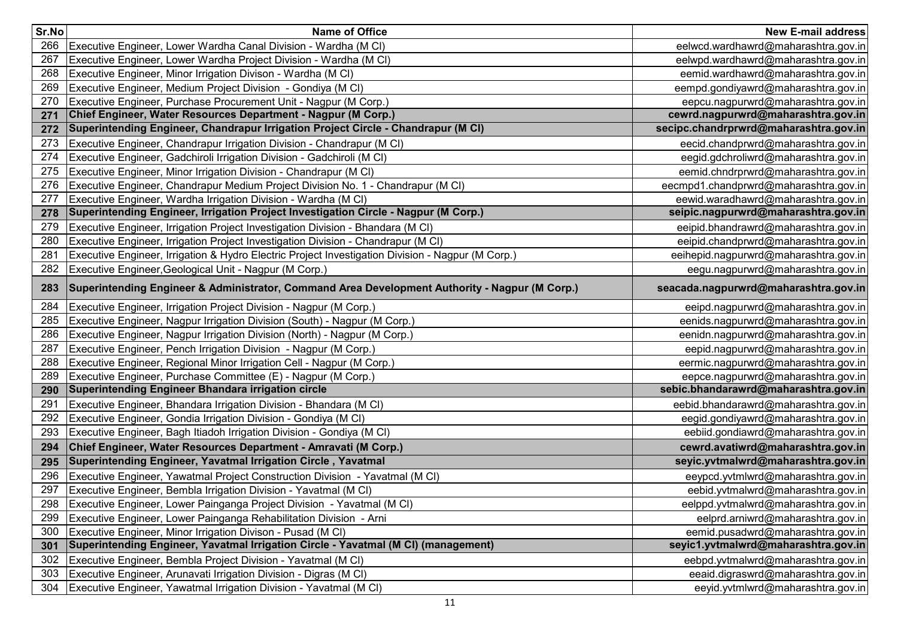| Sr.No | Name of Office | New E-mail address |
|---|---|---|
| 266 | Executive Engineer, Lower Wardha Canal Division - Wardha (M Cl) | eelwcd.wardhawrd@maharashtra.gov.in |
| 267 | Executive Engineer, Lower Wardha Project Division - Wardha (M Cl) | eelwpd.wardhawrd@maharashtra.gov.in |
| 268 | Executive Engineer, Minor Irrigation Divison - Wardha (M Cl) | eemid.wardhawrd@maharashtra.gov.in |
| 269 | Executive Engineer, Medium Project Division - Gondiya (M Cl) | eempd.gondiyawrd@maharashtra.gov.in |
| 270 | Executive Engineer, Purchase Procurement Unit - Nagpur (M Corp.) | eepcu.nagpurwrd@maharashtra.gov.in |
| **271** | **Chief Engineer, Water Resources Department - Nagpur (M Corp.)** | **cewrd.nagpurwrd@maharashtra.gov.in** |
| **272** | **Superintending Engineer, Chandrapur Irrigation Project Circle - Chandrapur (M Cl)** | **secipc.chandrprwrd@maharashtra.gov.in** |
| 273 | Executive Engineer, Chandrapur Irrigation Division - Chandrapur (M Cl) | eecid.chandprwrd@maharashtra.gov.in |
| 274 | Executive Engineer, Gadchiroli Irrigation Division - Gadchiroli (M Cl) | eegid.gdchroliwrd@maharashtra.gov.in |
| 275 | Executive Engineer, Minor Irrigation Division - Chandrapur (M Cl) | eemid.chndrprwrd@maharashtra.gov.in |
| 276 | Executive Engineer, Chandrapur Medium Project Division No. 1 - Chandrapur (M Cl) | eecmpd1.chandprwrd@maharashtra.gov.in |
| 277 | Executive Engineer, Wardha Irrigation Division - Wardha (M Cl) | eewid.waradhawrd@maharashtra.gov.in |
| **278** | **Superintending Engineer, Irrigation Project Investigation Circle - Nagpur (M Corp.)** | **seipic.nagpurwrd@maharashtra.gov.in** |
| 279 | Executive Engineer, Irrigation Project Investigation Division - Bhandara (M Cl) | eeipid.bhandrawrd@maharashtra.gov.in |
| 280 | Executive Engineer, Irrigation Project Investigation Division - Chandrapur (M Cl) | eeipid.chandprwrd@maharashtra.gov.in |
| 281 | Executive Engineer, Irrigation & Hydro Electric Project Investigation Division - Nagpur (M Corp.) | eeihepid.nagpurwrd@maharashtra.gov.in |
| 282 | Executive Engineer,Geological Unit - Nagpur (M Corp.) | eegu.nagpurwrd@maharashtra.gov.in |
| **283** | **Superintending Engineer & Administrator, Command Area Development Authority - Nagpur (M Corp.)** | **seacada.nagpurwrd@maharashtra.gov.in** |
| 284 | Executive Engineer, Irrigation Project Division - Nagpur (M Corp.) | eeipd.nagpurwrd@maharashtra.gov.in |
| 285 | Executive Engineer, Nagpur Irrigation Division (South) - Nagpur (M Corp.) | eenids.nagpurwrd@maharashtra.gov.in |
| 286 | Executive Engineer, Nagpur Irrigation Division (North) - Nagpur (M Corp.) | eenidn.nagpurwrd@maharashtra.gov.in |
| 287 | Executive Engineer, Pench Irrigation Division - Nagpur (M Corp.) | eepid.nagpurwrd@maharashtra.gov.in |
| 288 | Executive Engineer, Regional Minor Irrigation Cell - Nagpur (M Corp.) | eermic.nagpurwrd@maharashtra.gov.in |
| 289 | Executive Engineer, Purchase Committee (E) - Nagpur (M Corp.) | eepce.nagpurwrd@maharashtra.gov.in |
| **290** | **Superintending Engineer Bhandara irrigation circle** | **sebic.bhandarawrd@maharashtra.gov.in** |
| 291 | Executive Engineer, Bhandara Irrigation Division - Bhandara (M Cl) | eebid.bhandarawrd@maharashtra.gov.in |
| 292 | Executive Engineer, Gondia Irrigation Division - Gondiya (M Cl) | eegid.gondiyawrd@maharashtra.gov.in |
| 293 | Executive Engineer, Bagh Itiadoh Irrigation Division - Gondiya (M Cl) | eebiid.gondiawrd@maharashtra.gov.in |
| **294** | **Chief Engineer, Water Resources Department - Amravati (M Corp.)** | **cewrd.avatiwrd@maharashtra.gov.in** |
| **295** | **Superintending Engineer, Yavatmal Irrigation Circle , Yavatmal** | **seyic.yvtmalwrd@maharashtra.gov.in** |
| 296 | Executive Engineer, Yawatmal Project Construction Division - Yavatmal (M Cl) | eeypcd.yvtmlwrd@maharashtra.gov.in |
| 297 | Executive Engineer, Bembla Irrigation Division - Yavatmal (M Cl) | eebid.yvtmalwrd@maharashtra.gov.in |
| 298 | Executive Engineer, Lower Painganga Project Division - Yavatmal (M Cl) | eelppd.yvtmalwrd@maharashtra.gov.in |
| 299 | Executive Engineer, Lower Painganga Rehabilitation Division - Arni | eelprd.arniwrd@maharashtra.gov.in |
| 300 | Executive Engineer, Minor Irrigation Divison - Pusad (M Cl) | eemid.pusadwrd@maharashtra.gov.in |
| **301** | **Superintending Engineer, Yavatmal Irrigation Circle - Yavatmal (M Cl) (management)** | **seyic1.yvtmalwrd@maharashtra.gov.in** |
| 302 | Executive Engineer, Bembla Project Division - Yavatmal (M Cl) | eebpd.yvtmalwrd@maharashtra.gov.in |
| 303 | Executive Engineer, Arunavati Irrigation Division - Digras (M Cl) | eeaid.digraswrd@maharashtra.gov.in |
| 304 | Executive Engineer, Yawatmal Irrigation Division - Yavatmal (M Cl) | eeyid.yvtmlwrd@maharashtra.gov.in |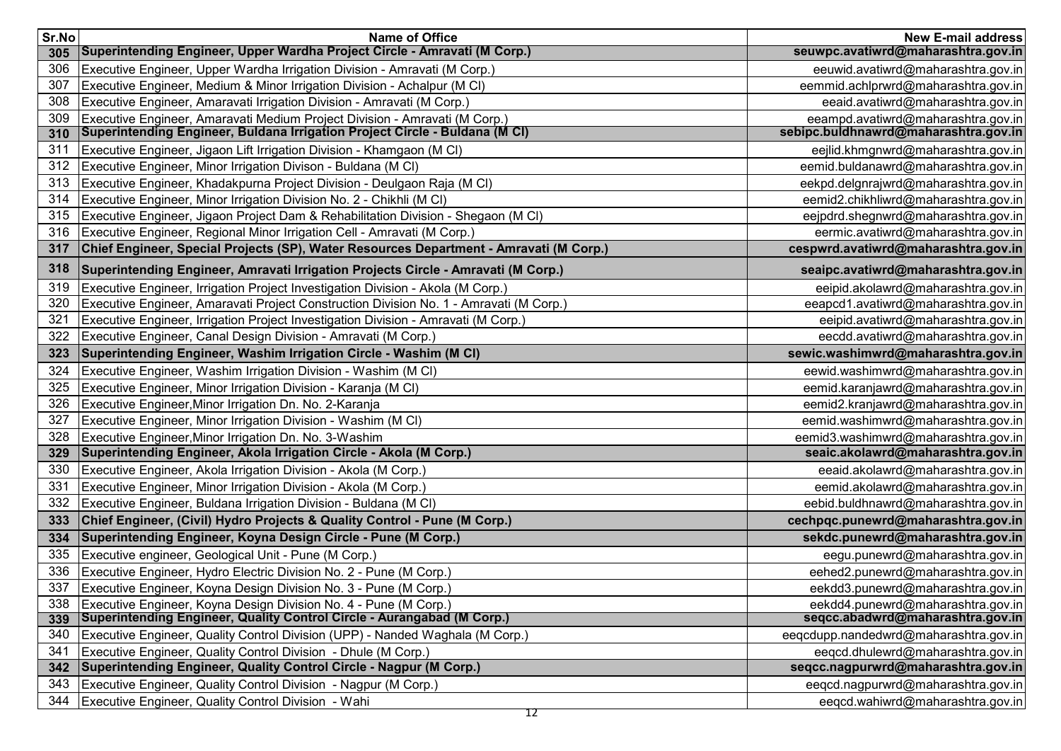| Sr.No | Name of Office | New E-mail address |
|---|---|---|
| **305** | **Superintending Engineer, Upper Wardha Project Circle - Amravati (M Corp.)** | **seuwpc.avatiwrd@maharashtra.gov.in** |
| 306 | Executive Engineer, Upper Wardha Irrigation Division - Amravati (M Corp.) | eeuwid.avatiwrd@maharashtra.gov.in |
| 307 | Executive Engineer, Medium & Minor Irrigation Division - Achalpur (M Cl) | eemmid.achlprwrd@maharashtra.gov.in |
| 308 | Executive Engineer, Amaravati Irrigation Division - Amravati (M Corp.) | eeaid.avatiwrd@maharashtra.gov.in |
| 309 | Executive Engineer, Amaravati Medium Project Division - Amravati (M Corp.) | eeampd.avatiwrd@maharashtra.gov.in |
| **310** | **Superintending Engineer, Buldana Irrigation Project Circle - Buldana (M Cl)** | **sebipc.buldhnawrd@maharashtra.gov.in** |
| 311 | Executive Engineer, Jigaon Lift Irrigation Division - Khamgaon (M Cl) | eejlid.khmgnwrd@maharashtra.gov.in |
| 312 | Executive Engineer, Minor Irrigation Divison - Buldana (M Cl) | eemid.buldanawrd@maharashtra.gov.in |
| 313 | Executive Engineer, Khadakpurna Project Division - Deulgaon Raja (M Cl) | eekpd.delgnrajwrd@maharashtra.gov.in |
| 314 | Executive Engineer, Minor Irrigation Division No. 2 - Chikhli (M Cl) | eemid2.chikhliwrd@maharashtra.gov.in |
| 315 | Executive Engineer, Jigaon Project Dam & Rehabilitation Division - Shegaon (M Cl) | eejpdrd.shegnwrd@maharashtra.gov.in |
| 316 | Executive Engineer, Regional Minor Irrigation Cell - Amravati (M Corp.) | eermic.avatiwrd@maharashtra.gov.in |
| **317** | **Chief Engineer, Special Projects (SP), Water Resources Department - Amravati (M Corp.)** | **cespwrd.avatiwrd@maharashtra.gov.in** |
| **318** | **Superintending Engineer, Amravati Irrigation Projects Circle - Amravati (M Corp.)** | **seaipc.avatiwrd@maharashtra.gov.in** |
| 319 | Executive Engineer, Irrigation Project Investigation Division - Akola (M Corp.) | eeipid.akolawrd@maharashtra.gov.in |
| 320 | Executive Engineer, Amaravati Project Construction Division No. 1 - Amravati (M Corp.) | eeapcd1.avatiwrd@maharashtra.gov.in |
| 321 | Executive Engineer, Irrigation Project Investigation Division - Amravati (M Corp.) | eeipid.avatiwrd@maharashtra.gov.in |
| 322 | Executive Engineer, Canal Design Division - Amravati (M Corp.) | eecdd.avatiwrd@maharashtra.gov.in |
| **323** | **Superintending Engineer, Washim Irrigation Circle - Washim (M Cl)** | **sewic.washimwrd@maharashtra.gov.in** |
| 324 | Executive Engineer, Washim Irrigation Division - Washim (M Cl) | eewid.washimwrd@maharashtra.gov.in |
| 325 | Executive Engineer, Minor Irrigation Division - Karanja (M Cl) | eemid.karanjawrd@maharashtra.gov.in |
| 326 | Executive Engineer,Minor Irrigation Dn. No. 2-Karanja | eemid2.kranjawrd@maharashtra.gov.in |
| 327 | Executive Engineer, Minor Irrigation Division - Washim (M Cl) | eemid.washimwrd@maharashtra.gov.in |
| 328 | Executive Engineer,Minor Irrigation Dn. No. 3-Washim | eemid3.washimwrd@maharashtra.gov.in |
| **329** | **Superintending Engineer, Akola Irrigation Circle - Akola (M Corp.)** | **seaic.akolawrd@maharashtra.gov.in** |
| 330 | Executive Engineer, Akola Irrigation Division - Akola (M Corp.) | eeaid.akolawrd@maharashtra.gov.in |
| 331 | Executive Engineer, Minor Irrigation Division - Akola (M Corp.) | eemid.akolawrd@maharashtra.gov.in |
| 332 | Executive Engineer, Buldana Irrigation Division - Buldana (M Cl) | eebid.buldhnawrd@maharashtra.gov.in |
| **333** | **Chief Engineer, (Civil) Hydro Projects & Quality Control - Pune (M Corp.)** | **cechpqc.punewrd@maharashtra.gov.in** |
| **334** | **Superintending Engineer, Koyna Design Circle - Pune (M Corp.)** | **sekdc.punewrd@maharashtra.gov.in** |
| 335 | Executive engineer, Geological Unit - Pune (M Corp.) | eegu.punewrd@maharashtra.gov.in |
| 336 | Executive Engineer, Hydro Electric Division No. 2 - Pune (M Corp.) | eehed2.punewrd@maharashtra.gov.in |
| 337 | Executive Engineer, Koyna Design Division No. 3 - Pune (M Corp.) | eekdd3.punewrd@maharashtra.gov.in |
| 338 | Executive Engineer, Koyna Design Division No. 4 - Pune (M Corp.) | eekdd4.punewrd@maharashtra.gov.in |
| **339** | **Superintending Engineer, Quality Control Circle - Aurangabad (M Corp.)** | **seqcc.abadwrd@maharashtra.gov.in** |
| 340 | Executive Engineer, Quality Control Division (UPP) - Nanded Waghala (M Corp.) | eeqcdupp.nandedwrd@maharashtra.gov.in |
| 341 | Executive Engineer, Quality Control Division - Dhule (M Corp.) | eeqcd.dhulewrd@maharashtra.gov.in |
| **342** | **Superintending Engineer, Quality Control Circle - Nagpur (M Corp.)** | **seqcc.nagpurwrd@maharashtra.gov.in** |
| 343 | Executive Engineer, Quality Control Division - Nagpur (M Corp.) | eeqcd.nagpurwrd@maharashtra.gov.in |
| 344 | Executive Engineer, Quality Control Division - Wahi | eeqcd.wahiwrd@maharashtra.gov.in |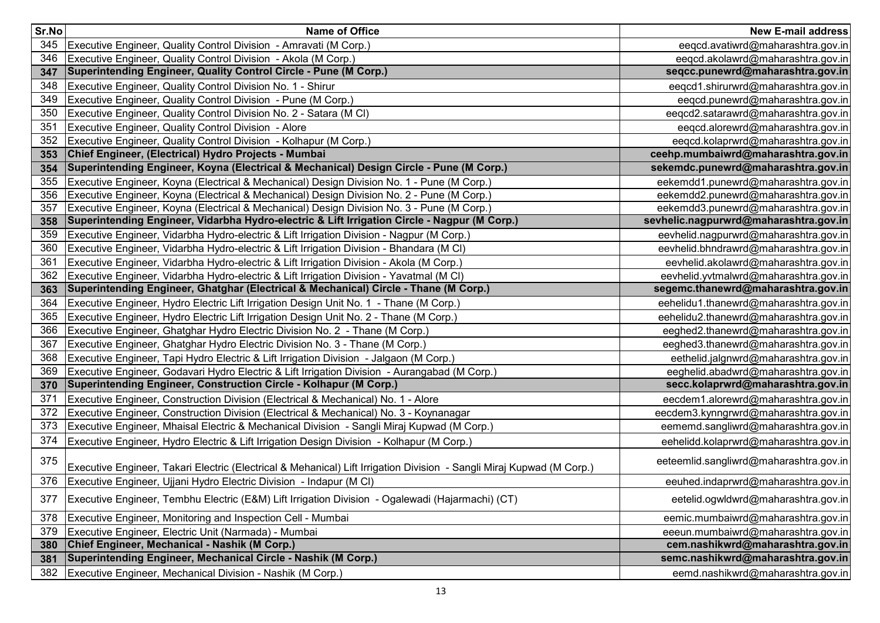| Sr.No | Name of Office | New E-mail address |
|---|---|---|
| 345 | Executive Engineer, Quality Control Division - Amravati (M Corp.) | eeqcd.avatiwrd@maharashtra.gov.in |
| 346 | Executive Engineer, Quality Control Division - Akola (M Corp.) | eeqcd.akolawrd@maharashtra.gov.in |
| **347** | **Superintending Engineer, Quality Control Circle - Pune (M Corp.)** | **seqcc.punewrd@maharashtra.gov.in** |
| 348 | Executive Engineer, Quality Control Division No. 1 - Shirur | eeqcd1.shirurwrd@maharashtra.gov.in |
| 349 | Executive Engineer, Quality Control Division - Pune (M Corp.) | eeqcd.punewrd@maharashtra.gov.in |
| 350 | Executive Engineer, Quality Control Division No. 2 - Satara (M Cl) | eeqcd2.satarawrd@maharashtra.gov.in |
| 351 | Executive Engineer, Quality Control Division - Alore | eeqcd.alorewrd@maharashtra.gov.in |
| 352 | Executive Engineer, Quality Control Division - Kolhapur (M Corp.) | eeqcd.kolaprwrd@maharashtra.gov.in |
| **353** | **Chief Engineer, (Electrical) Hydro Projects - Mumbai** | **ceehp.mumbaiwrd@maharashtra.gov.in** |
| **354** | **Superintending Engineer, Koyna (Electrical & Mechanical) Design Circle - Pune (M Corp.)** | **sekemdc.punewrd@maharashtra.gov.in** |
| 355 | Executive Engineer, Koyna (Electrical & Mechanical) Design Division No. 1 - Pune (M Corp.) | eekemdd1.punewrd@maharashtra.gov.in |
| 356 | Executive Engineer, Koyna (Electrical & Mechanical) Design Division No. 2 - Pune (M Corp.) | eekemdd2.punewrd@maharashtra.gov.in |
| 357 | Executive Engineer, Koyna (Electrical & Mechanical) Design Division No. 3 - Pune (M Corp.) | eekemdd3.punewrd@maharashtra.gov.in |
| **358** | **Superintending Engineer, Vidarbha Hydro-electric & Lift Irrigation Circle - Nagpur (M Corp.)** | **sevhelic.nagpurwrd@maharashtra.gov.in** |
| 359 | Executive Engineer, Vidarbha Hydro-electric & Lift Irrigation Division - Nagpur (M Corp.) | eevhelid.nagpurwrd@maharashtra.gov.in |
| 360 | Executive Engineer, Vidarbha Hydro-electric & Lift Irrigation Division - Bhandara (M Cl) | eevhelid.bhndrawrd@maharashtra.gov.in |
| 361 | Executive Engineer, Vidarbha Hydro-electric & Lift Irrigation Division - Akola (M Corp.) | eevhelid.akolawrd@maharashtra.gov.in |
| 362 | Executive Engineer, Vidarbha Hydro-electric & Lift Irrigation Division - Yavatmal (M Cl) | eevhelid.yvtmalwrd@maharashtra.gov.in |
| **363** | **Superintending Engineer, Ghatghar (Electrical & Mechanical) Circle - Thane (M Corp.)** | **segemc.thanewrd@maharashtra.gov.in** |
| 364 | Executive Engineer, Hydro Electric Lift Irrigation Design Unit No. 1 - Thane (M Corp.) | eehelidu1.thanewrd@maharashtra.gov.in |
| 365 | Executive Engineer, Hydro Electric Lift Irrigation Design Unit No. 2 - Thane (M Corp.) | eehelidu2.thanewrd@maharashtra.gov.in |
| 366 | Executive Engineer, Ghatghar Hydro Electric Division No. 2 - Thane (M Corp.) | eeghed2.thanewrd@maharashtra.gov.in |
| 367 | Executive Engineer, Ghatghar Hydro Electric Division No. 3 - Thane (M Corp.) | eeghed3.thanewrd@maharashtra.gov.in |
| 368 | Executive Engineer, Tapi Hydro Electric & Lift Irrigation Division - Jalgaon (M Corp.) | eethelid.jalgnwrd@maharashtra.gov.in |
| 369 | Executive Engineer, Godavari Hydro Electric & Lift Irrigation Division - Aurangabad (M Corp.) | eeghelid.abadwrd@maharashtra.gov.in |
| **370** | **Superintending Engineer, Construction Circle - Kolhapur (M Corp.)** | **secc.kolaprwrd@maharashtra.gov.in** |
| 371 | Executive Engineer, Construction Division (Electrical & Mechanical) No. 1 - Alore | eecdem1.alorewrd@maharashtra.gov.in |
| 372 | Executive Engineer, Construction Division (Electrical & Mechanical) No. 3 - Koynanagar | eecdem3.kynngrwrd@maharashtra.gov.in |
| 373 | Executive Engineer, Mhaisal Electric & Mechanical Division - Sangli Miraj Kupwad (M Corp.) | eememd.sangliwrd@maharashtra.gov.in |
| 374 | Executive Engineer, Hydro Electric & Lift Irrigation Design Division - Kolhapur (M Corp.) | eehelidd.kolaprwrd@maharashtra.gov.in |
| 375 | Executive Engineer, Takari Electric (Electrical & Mehanical) Lift Irrigation Division - Sangli Miraj Kupwad (M Corp.) | eeteemlid.sangliwrd@maharashtra.gov.in |
| 376 | Executive Engineer, Ujjani Hydro Electric Division - Indapur (M Cl) | eeuhed.indaprwrd@maharashtra.gov.in |
| 377 | Executive Engineer, Tembhu Electric (E&M) Lift Irrigation Division - Ogalewadi (Hajarmachi) (CT) | eetelid.ogwldwrd@maharashtra.gov.in |
| 378 | Executive Engineer, Monitoring and Inspection Cell - Mumbai | eemic.mumbaiwrd@maharashtra.gov.in |
| 379 | Executive Engineer, Electric Unit (Narmada) - Mumbai | eeeun.mumbaiwrd@maharashtra.gov.in |
| **380** | **Chief Engineer, Mechanical - Nashik (M Corp.)** | **cem.nashikwrd@maharashtra.gov.in** |
| **381** | **Superintending Engineer, Mechanical Circle - Nashik (M Corp.)** | **semc.nashikwrd@maharashtra.gov.in** |
| 382 | Executive Engineer, Mechanical Division - Nashik (M Corp.) | eemd.nashikwrd@maharashtra.gov.in |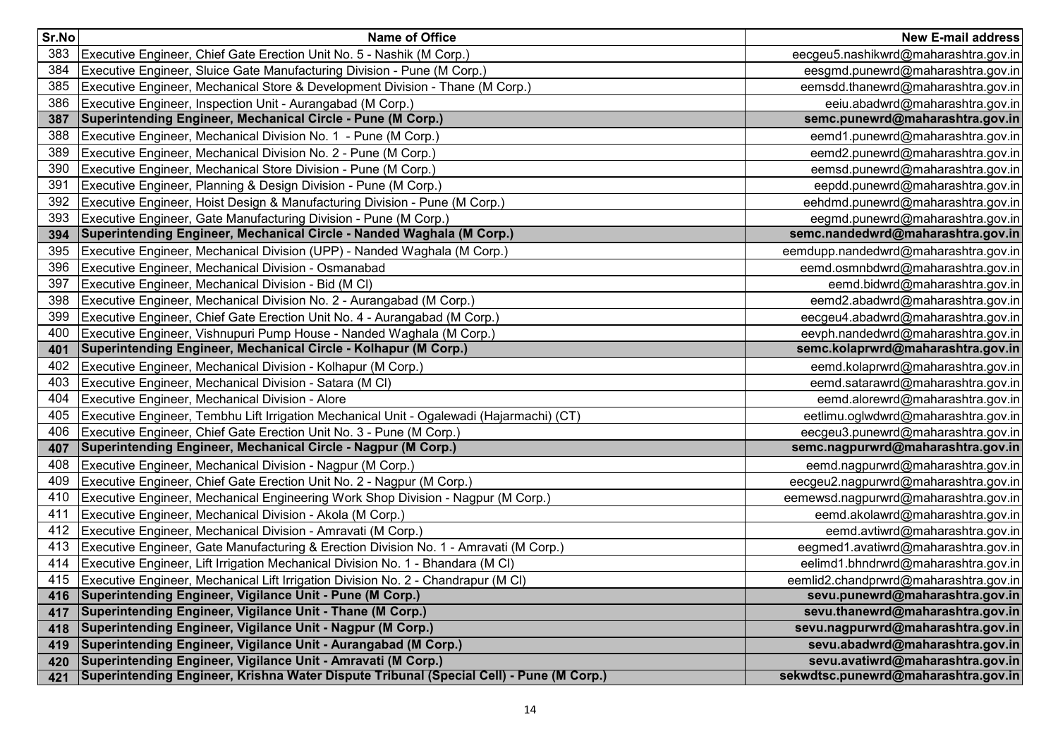| Sr.No | Name of Office | New E-mail address |
|---|---|---|
| 383 | Executive Engineer, Chief Gate Erection Unit No. 5 - Nashik (M Corp.) | eecgeu5.nashikwrd@maharashtra.gov.in |
| 384 | Executive Engineer, Sluice Gate Manufacturing Division - Pune (M Corp.) | eesgmd.punewrd@maharashtra.gov.in |
| 385 | Executive Engineer, Mechanical Store & Development Division - Thane (M Corp.) | eemsdd.thanewrd@maharashtra.gov.in |
| 386 | Executive Engineer, Inspection Unit - Aurangabad (M Corp.) | eeiu.abadwrd@maharashtra.gov.in |
| **387** | **Superintending Engineer, Mechanical Circle - Pune (M Corp.)** | **semc.punewrd@maharashtra.gov.in** |
| 388 | Executive Engineer, Mechanical Division No. 1 - Pune (M Corp.) | eemd1.punewrd@maharashtra.gov.in |
| 389 | Executive Engineer, Mechanical Division No. 2 - Pune (M Corp.) | eemd2.punewrd@maharashtra.gov.in |
| 390 | Executive Engineer, Mechanical Store Division - Pune (M Corp.) | eemsd.punewrd@maharashtra.gov.in |
| 391 | Executive Engineer, Planning & Design Division - Pune (M Corp.) | eepdd.punewrd@maharashtra.gov.in |
| 392 | Executive Engineer, Hoist Design & Manufacturing Division - Pune (M Corp.) | eehdmd.punewrd@maharashtra.gov.in |
| 393 | Executive Engineer, Gate Manufacturing Division - Pune (M Corp.) | eegmd.punewrd@maharashtra.gov.in |
| **394** | **Superintending Engineer, Mechanical Circle - Nanded Waghala (M Corp.)** | **semc.nandedwrd@maharashtra.gov.in** |
| 395 | Executive Engineer, Mechanical Division (UPP) - Nanded Waghala (M Corp.) | eemdupp.nandedwrd@maharashtra.gov.in |
| 396 | Executive Engineer, Mechanical Division - Osmanabad | eemd.osmnbdwrd@maharashtra.gov.in |
| 397 | Executive Engineer, Mechanical Division - Bid (M CI) | eemd.bidwrd@maharashtra.gov.in |
| 398 | Executive Engineer, Mechanical Division No. 2 - Aurangabad (M Corp.) | eemd2.abadwrd@maharashtra.gov.in |
| 399 | Executive Engineer, Chief Gate Erection Unit No. 4 - Aurangabad (M Corp.) | eecgeu4.abadwrd@maharashtra.gov.in |
| 400 | Executive Engineer, Vishnupuri Pump House - Nanded Waghala (M Corp.) | eevph.nandedwrd@maharashtra.gov.in |
| **401** | **Superintending Engineer, Mechanical Circle - Kolhapur (M Corp.)** | **semc.kolaprwrd@maharashtra.gov.in** |
| 402 | Executive Engineer, Mechanical Division - Kolhapur (M Corp.) | eemd.kolaprwrd@maharashtra.gov.in |
| 403 | Executive Engineer, Mechanical Division - Satara (M CI) | eemd.satarawrd@maharashtra.gov.in |
| 404 | Executive Engineer, Mechanical Division - Alore | eemd.alorewrd@maharashtra.gov.in |
| 405 | Executive Engineer, Tembhu Lift Irrigation Mechanical Unit - Ogalewadi (Hajarmachi) (CT) | eetlimu.oglwdwrd@maharashtra.gov.in |
| 406 | Executive Engineer, Chief Gate Erection Unit No. 3 - Pune (M Corp.) | eecgeu3.punewrd@maharashtra.gov.in |
| **407** | **Superintending Engineer, Mechanical Circle - Nagpur (M Corp.)** | **semc.nagpurwrd@maharashtra.gov.in** |
| 408 | Executive Engineer, Mechanical Division - Nagpur (M Corp.) | eemd.nagpurwrd@maharashtra.gov.in |
| 409 | Executive Engineer, Chief Gate Erection Unit No. 2 - Nagpur (M Corp.) | eecgeu2.nagpurwrd@maharashtra.gov.in |
| 410 | Executive Engineer, Mechanical Engineering Work Shop Division - Nagpur (M Corp.) | eemewsd.nagpurwrd@maharashtra.gov.in |
| 411 | Executive Engineer, Mechanical Division - Akola (M Corp.) | eemd.akolawrd@maharashtra.gov.in |
| 412 | Executive Engineer, Mechanical Division - Amravati (M Corp.) | eemd.avtiwrd@maharashtra.gov.in |
| 413 | Executive Engineer, Gate Manufacturing & Erection Division No. 1 - Amravati (M Corp.) | eegmed1.avatiwrd@maharashtra.gov.in |
| 414 | Executive Engineer, Lift Irrigation Mechanical Division No. 1 - Bhandara (M CI) | eelimd1.bhndrwrd@maharashtra.gov.in |
| 415 | Executive Engineer, Mechanical Lift Irrigation Division No. 2 - Chandrapur (M CI) | eemlid2.chandprwrd@maharashtra.gov.in |
| **416** | **Superintending Engineer, Vigilance Unit - Pune (M Corp.)** | **sevu.punewrd@maharashtra.gov.in** |
| **417** | **Superintending Engineer, Vigilance Unit - Thane (M Corp.)** | **sevu.thanewrd@maharashtra.gov.in** |
| **418** | **Superintending Engineer, Vigilance Unit - Nagpur (M Corp.)** | **sevu.nagpurwrd@maharashtra.gov.in** |
| **419** | **Superintending Engineer, Vigilance Unit - Aurangabad (M Corp.)** | **sevu.abadwrd@maharashtra.gov.in** |
| **420** | **Superintending Engineer, Vigilance Unit - Amravati (M Corp.)** | **sevu.avatiwrd@maharashtra.gov.in** |
| **421** | **Superintending Engineer, Krishna Water Dispute Tribunal (Special Cell) - Pune (M Corp.)** | **sekwdtsc.punewrd@maharashtra.gov.in** |